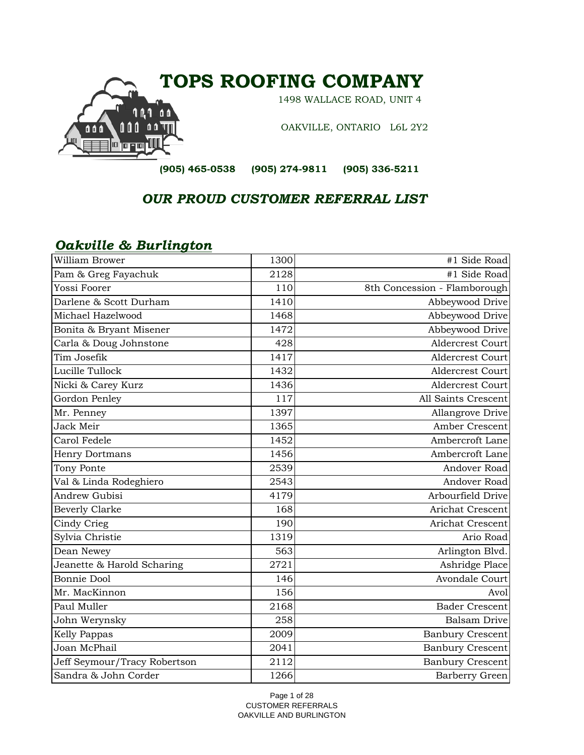# TOPS ROOFING COMPANY

1498 WALLACE ROAD, UNIT 4

OAKVILLE, ONTARIO L6L 2Y2

**(905) 465-0538 (905) 274-9811 (905) 336-5211**

## *OUR PROUD CUSTOMER REFERRAL LIST*

### *Oakville & Burlington*

| Name | Number | Street |
|---|---|---|
| William Brower | 1300 | #1 Side Road |
| Pam & Greg Fayachuk | 2128 | #1 Side Road |
| Yossi Foorer | 110 | 8th Concession - Flamborough |
| Darlene & Scott Durham | 1410 | Abbeywood Drive |
| Michael Hazelwood | 1468 | Abbeywood Drive |
| Bonita & Bryant Misener | 1472 | Abbeywood Drive |
| Carla & Doug Johnstone | 428 | Aldercrest Court |
| Tim Josefik | 1417 | Aldercrest Court |
| Lucille Tullock | 1432 | Aldercrest Court |
| Nicki & Carey Kurz | 1436 | Aldercrest Court |
| Gordon Penley | 117 | All Saints Crescent |
| Mr. Penney | 1397 | Allangrove Drive |
| Jack Meir | 1365 | Amber Crescent |
| Carol Fedele | 1452 | Ambercroft Lane |
| Henry Dortmans | 1456 | Ambercroft Lane |
| Tony Ponte | 2539 | Andover Road |
| Val & Linda Rodeghiero | 2543 | Andover Road |
| Andrew Gubisi | 4179 | Arbourfield Drive |
| Beverly Clarke | 168 | Arichat Crescent |
| Cindy Crieg | 190 | Arichat Crescent |
| Sylvia Christie | 1319 | Ario Road |
| Dean Newey | 563 | Arlington Blvd. |
| Jeanette & Harold Scharing | 2721 | Ashridge Place |
| Bonnie Dool | 146 | Avondale Court |
| Mr. MacKinnon | 156 | Avol |
| Paul Muller | 2168 | Bader Crescent |
| John Werynsky | 258 | Balsam Drive |
| Kelly Pappas | 2009 | Banbury Crescent |
| Joan McPhail | 2041 | Banbury Crescent |
| Jeff Seymour/Tracy Robertson | 2112 | Banbury Crescent |
| Sandra & John Corder | 1266 | Barberry Green |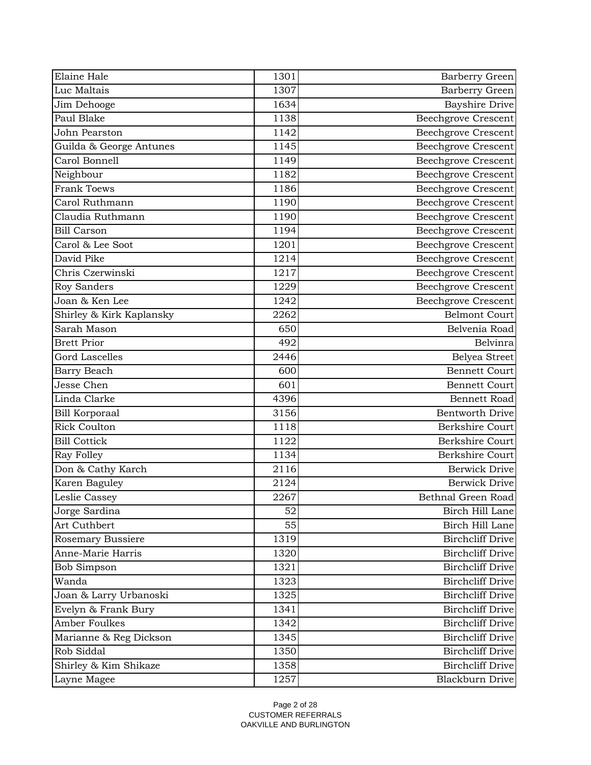| | | |
|---|---|---|
| Elaine Hale | 1301 | Barberry Green |
| Luc Maltais | 1307 | Barberry Green |
| Jim Dehooge | 1634 | Bayshire Drive |
| Paul Blake | 1138 | Beechgrove Crescent |
| John Pearston | 1142 | Beechgrove Crescent |
| Guilda & George Antunes | 1145 | Beechgrove Crescent |
| Carol Bonnell | 1149 | Beechgrove Crescent |
| Neighbour | 1182 | Beechgrove Crescent |
| Frank Toews | 1186 | Beechgrove Crescent |
| Carol Ruthmann | 1190 | Beechgrove Crescent |
| Claudia Ruthmann | 1190 | Beechgrove Crescent |
| Bill Carson | 1194 | Beechgrove Crescent |
| Carol & Lee Soot | 1201 | Beechgrove Crescent |
| David Pike | 1214 | Beechgrove Crescent |
| Chris Czerwinski | 1217 | Beechgrove Crescent |
| Roy Sanders | 1229 | Beechgrove Crescent |
| Joan & Ken Lee | 1242 | Beechgrove Crescent |
| Shirley & Kirk Kaplansky | 2262 | Belmont Court |
| Sarah Mason | 650 | Belvenia Road |
| Brett Prior | 492 | Belvinra |
| Gord Lascelles | 2446 | Belyea Street |
| Barry Beach | 600 | Bennett Court |
| Jesse Chen | 601 | Bennett Court |
| Linda Clarke | 4396 | Bennett Road |
| Bill Korporaal | 3156 | Bentworth Drive |
| Rick Coulton | 1118 | Berkshire Court |
| Bill Cottick | 1122 | Berkshire Court |
| Ray Folley | 1134 | Berkshire Court |
| Don & Cathy Karch | 2116 | Berwick Drive |
| Karen Baguley | 2124 | Berwick Drive |
| Leslie Cassey | 2267 | Bethnal Green Road |
| Jorge Sardina | 52 | Birch Hill Lane |
| Art Cuthbert | 55 | Birch Hill Lane |
| Rosemary Bussiere | 1319 | Birchcliff Drive |
| Anne-Marie Harris | 1320 | Birchcliff Drive |
| Bob Simpson | 1321 | Birchcliff Drive |
| Wanda | 1323 | Birchcliff Drive |
| Joan & Larry Urbanoski | 1325 | Birchcliff Drive |
| Evelyn & Frank Bury | 1341 | Birchcliff Drive |
| Amber Foulkes | 1342 | Birchcliff Drive |
| Marianne & Reg Dickson | 1345 | Birchcliff Drive |
| Rob Siddal | 1350 | Birchcliff Drive |
| Shirley & Kim Shikaze | 1358 | Birchcliff Drive |
| Layne Magee | 1257 | Blackburn Drive |

CUSTOMER REFERRALS
OAKVILLE AND BURLINGTON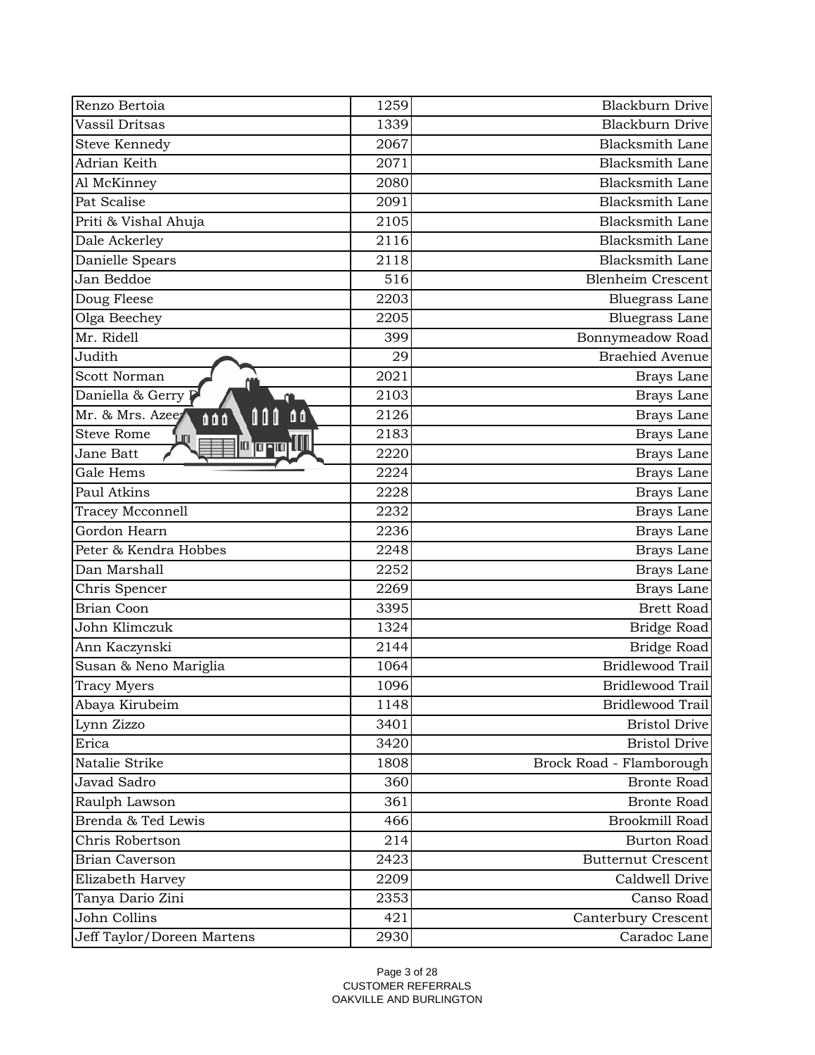| | | |
|---|---|---|
| Renzo Bertoia | 1259 | Blackburn Drive |
| Vassil Dritsas | 1339 | Blackburn Drive |
| Steve Kennedy | 2067 | Blacksmith Lane |
| Adrian Keith | 2071 | Blacksmith Lane |
| Al McKinney | 2080 | Blacksmith Lane |
| Pat Scalise | 2091 | Blacksmith Lane |
| Priti & Vishal Ahuja | 2105 | Blacksmith Lane |
| Dale Ackerley | 2116 | Blacksmith Lane |
| Danielle Spears | 2118 | Blacksmith Lane |
| Jan Beddoe | 516 | Blenheim Crescent |
| Doug Fleese | 2203 | Bluegrass Lane |
| Olga Beechey | 2205 | Bluegrass Lane |
| Mr. Ridell | 399 | Bonnymeadow Road |
| Judith | 29 | Braehied Avenue |
| Scott Norman | 2021 | Brays Lane |
| Daniella & Gerry P | 2103 | Brays Lane |
| Mr. & Mrs. Azee | 2126 | Brays Lane |
| Steve Rome | 2183 | Brays Lane |
| Jane Batt | 2220 | Brays Lane |
| Gale Hems | 2224 | Brays Lane |
| Paul Atkins | 2228 | Brays Lane |
| Tracey Mcconnell | 2232 | Brays Lane |
| Gordon Hearn | 2236 | Brays Lane |
| Peter & Kendra Hobbes | 2248 | Brays Lane |
| Dan Marshall | 2252 | Brays Lane |
| Chris Spencer | 2269 | Brays Lane |
| Brian Coon | 3395 | Brett Road |
| John Klimczuk | 1324 | Bridge Road |
| Ann Kaczynski | 2144 | Bridge Road |
| Susan & Neno Mariglia | 1064 | Bridlewood Trail |
| Tracy Myers | 1096 | Bridlewood Trail |
| Abaya Kirubeim | 1148 | Bridlewood Trail |
| Lynn Zizzo | 3401 | Bristol Drive |
| Erica | 3420 | Bristol Drive |
| Natalie Strike | 1808 | Brock Road - Flamborough |
| Javad Sadro | 360 | Bronte Road |
| Raulph Lawson | 361 | Bronte Road |
| Brenda & Ted Lewis | 466 | Brookmill Road |
| Chris Robertson | 214 | Burton Road |
| Brian Caverson | 2423 | Butternut Crescent |
| Elizabeth Harvey | 2209 | Caldwell Drive |
| Tanya Dario Zini | 2353 | Canso Road |
| John Collins | 421 | Canterbury Crescent |
| Jeff Taylor/Doreen Martens | 2930 | Caradoc Lane |

CUSTOMER REFERRALS
OAKVILLE AND BURLINGTON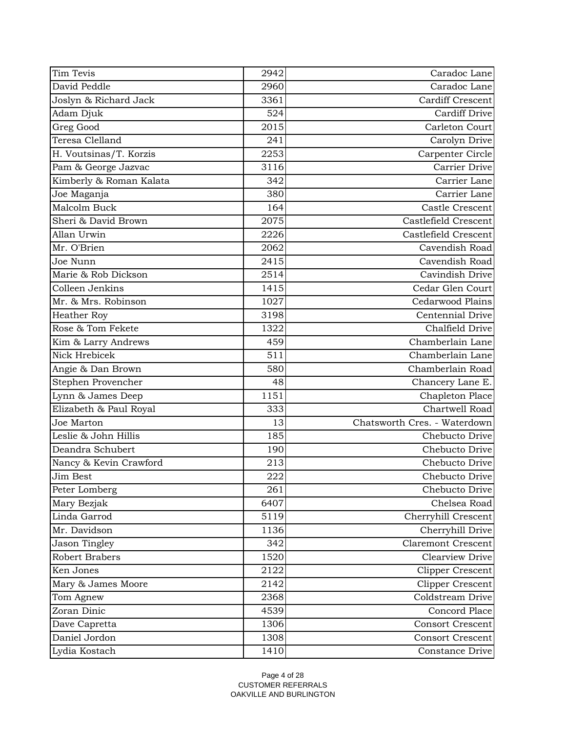| Tim Tevis | 2942 | Caradoc Lane |
|---|---|---|
| David Peddle | 2960 | Caradoc Lane |
| Joslyn & Richard Jack | 3361 | Cardiff Crescent |
| Adam Djuk | 524 | Cardiff Drive |
| Greg Good | 2015 | Carleton Court |
| Teresa Clelland | 241 | Carolyn Drive |
| H. Voutsinas/T. Korzis | 2253 | Carpenter Circle |
| Pam & George Jazvac | 3116 | Carrier Drive |
| Kimberly & Roman Kalata | 342 | Carrier Lane |
| Joe Maganja | 380 | Carrier Lane |
| Malcolm Buck | 164 | Castle Crescent |
| Sheri & David Brown | 2075 | Castlefield Crescent |
| Allan Urwin | 2226 | Castlefield Crescent |
| Mr. O'Brien | 2062 | Cavendish Road |
| Joe Nunn | 2415 | Cavendish Road |
| Marie & Rob Dickson | 2514 | Cavindish Drive |
| Colleen Jenkins | 1415 | Cedar Glen Court |
| Mr. & Mrs. Robinson | 1027 | Cedarwood Plains |
| Heather Roy | 3198 | Centennial Drive |
| Rose & Tom Fekete | 1322 | Chalfield Drive |
| Kim & Larry Andrews | 459 | Chamberlain Lane |
| Nick Hrebicek | 511 | Chamberlain Lane |
| Angie & Dan Brown | 580 | Chamberlain Road |
| Stephen Provencher | 48 | Chancery Lane E. |
| Lynn & James Deep | 1151 | Chapleton Place |
| Elizabeth & Paul Royal | 333 | Chartwell Road |
| Joe Marton | 13 | Chatsworth Cres. - Waterdown |
| Leslie & John Hillis | 185 | Chebucto Drive |
| Deandra Schubert | 190 | Chebucto Drive |
| Nancy & Kevin Crawford | 213 | Chebucto Drive |
| Jim Best | 222 | Chebucto Drive |
| Peter Lomberg | 261 | Chebucto Drive |
| Mary Bezjak | 6407 | Chelsea Road |
| Linda Garrod | 5119 | Cherryhill Crescent |
| Mr. Davidson | 1136 | Cherryhill Drive |
| Jason Tingley | 342 | Claremont Crescent |
| Robert Brabers | 1520 | Clearview Drive |
| Ken Jones | 2122 | Clipper Crescent |
| Mary & James Moore | 2142 | Clipper Crescent |
| Tom Agnew | 2368 | Coldstream Drive |
| Zoran Dinic | 4539 | Concord Place |
| Dave Capretta | 1306 | Consort Crescent |
| Daniel Jordon | 1308 | Consort Crescent |
| Lydia Kostach | 1410 | Constance Drive |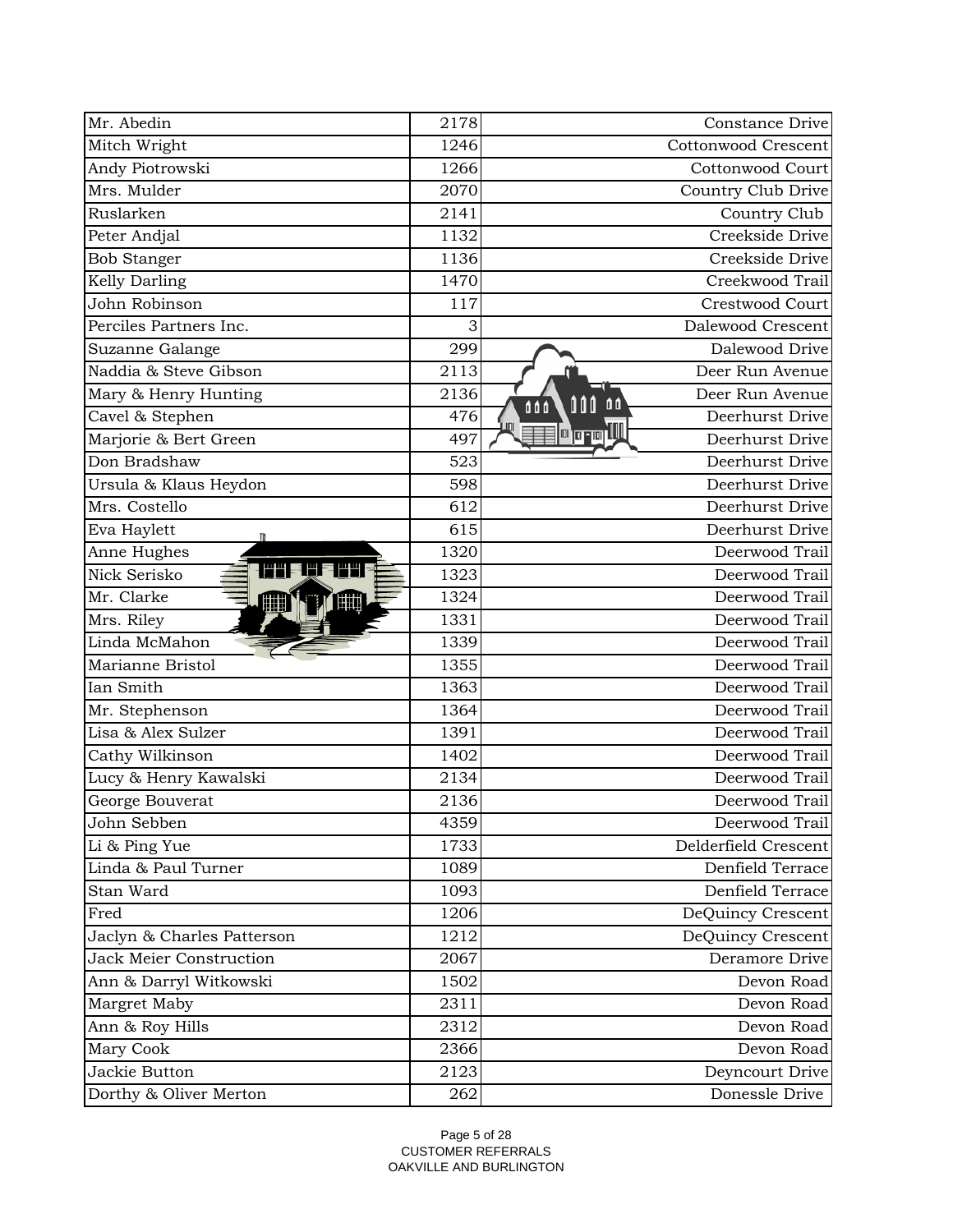| | | |
|---|---|---|
| Mr. Abedin | 2178 | Constance Drive |
| Mitch Wright | 1246 | Cottonwood Crescent |
| Andy Piotrowski | 1266 | Cottonwood Court |
| Mrs. Mulder | 2070 | Country Club Drive |
| Ruslarken | 2141 | Country Club |
| Peter Andjal | 1132 | Creekside Drive |
| Bob Stanger | 1136 | Creekside Drive |
| Kelly Darling | 1470 | Creekwood Trail |
| John Robinson | 117 | Crestwood Court |
| Perciles Partners Inc. | 3 | Dalewood Crescent |
| Suzanne Galange | 299 | Dalewood Drive |
| Naddia & Steve Gibson | 2113 | Deer Run Avenue |
| Mary & Henry Hunting | 2136 | Deer Run Avenue |
| Cavel & Stephen | 476 | Deerhurst Drive |
| Marjorie & Bert Green | 497 | Deerhurst Drive |
| Don Bradshaw | 523 | Deerhurst Drive |
| Ursula & Klaus Heydon | 598 | Deerhurst Drive |
| Mrs. Costello | 612 | Deerhurst Drive |
| Eva Haylett | 615 | Deerhurst Drive |
| Anne Hughes | 1320 | Deerwood Trail |
| Nick Serisko | 1323 | Deerwood Trail |
| Mr. Clarke | 1324 | Deerwood Trail |
| Mrs. Riley | 1331 | Deerwood Trail |
| Linda McMahon | 1339 | Deerwood Trail |
| Marianne Bristol | 1355 | Deerwood Trail |
| Ian Smith | 1363 | Deerwood Trail |
| Mr. Stephenson | 1364 | Deerwood Trail |
| Lisa & Alex Sulzer | 1391 | Deerwood Trail |
| Cathy Wilkinson | 1402 | Deerwood Trail |
| Lucy & Henry Kawalski | 2134 | Deerwood Trail |
| George Bouverat | 2136 | Deerwood Trail |
| John Sebben | 4359 | Deerwood Trail |
| Li & Ping Yue | 1733 | Delderfield Crescent |
| Linda & Paul Turner | 1089 | Denfield Terrace |
| Stan Ward | 1093 | Denfield Terrace |
| Fred | 1206 | DeQuincy Crescent |
| Jaclyn & Charles Patterson | 1212 | DeQuincy Crescent |
| Jack Meier Construction | 2067 | Deramore Drive |
| Ann & Darryl Witkowski | 1502 | Devon Road |
| Margret Maby | 2311 | Devon Road |
| Ann & Roy Hills | 2312 | Devon Road |
| Mary Cook | 2366 | Devon Road |
| Jackie Button | 2123 | Deyncourt Drive |
| Dorthy & Oliver Merton | 262 | Donessle Drive |

CUSTOMER REFERRALS
OAKVILLE AND BURLINGTON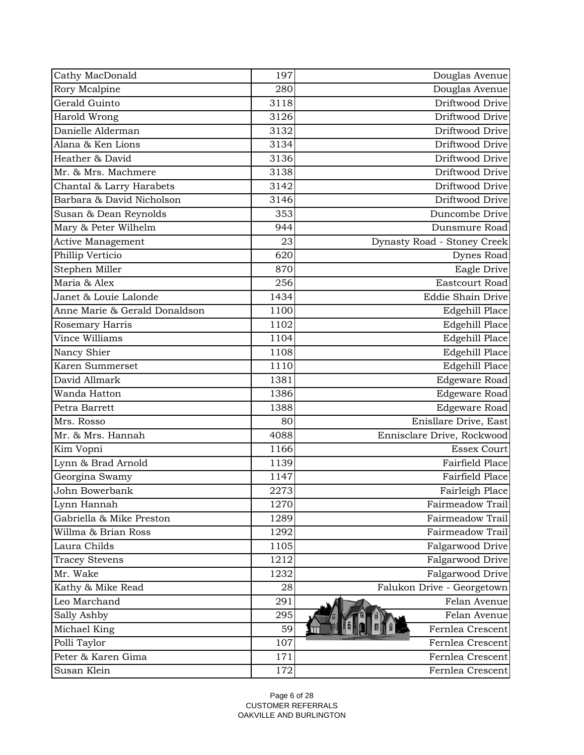| | | |
|---|---|---|
| Cathy MacDonald | 197 | Douglas Avenue |
| Rory Mcalpine | 280 | Douglas Avenue |
| Gerald Guinto | 3118 | Driftwood Drive |
| Harold Wrong | 3126 | Driftwood Drive |
| Danielle Alderman | 3132 | Driftwood Drive |
| Alana & Ken Lions | 3134 | Driftwood Drive |
| Heather & David | 3136 | Driftwood Drive |
| Mr. & Mrs. Machmere | 3138 | Driftwood Drive |
| Chantal & Larry Harabets | 3142 | Driftwood Drive |
| Barbara & David Nicholson | 3146 | Driftwood Drive |
| Susan & Dean Reynolds | 353 | Duncombe Drive |
| Mary & Peter Wilhelm | 944 | Dunsmure Road |
| Active Management | 23 | Dynasty Road - Stoney Creek |
| Phillip Verticio | 620 | Dynes Road |
| Stephen Miller | 870 | Eagle Drive |
| Maria & Alex | 256 | Eastcourt Road |
| Janet & Louie Lalonde | 1434 | Eddie Shain Drive |
| Anne Marie & Gerald Donaldson | 1100 | Edgehill Place |
| Rosemary Harris | 1102 | Edgehill Place |
| Vince Williams | 1104 | Edgehill Place |
| Nancy Shier | 1108 | Edgehill Place |
| Karen Summerset | 1110 | Edgehill Place |
| David Allmark | 1381 | Edgeware Road |
| Wanda Hatton | 1386 | Edgeware Road |
| Petra Barrett | 1388 | Edgeware Road |
| Mrs. Rosso | 80 | Enisllare Drive, East |
| Mr. & Mrs. Hannah | 4088 | Ennisclare Drive, Rockwood |
| Kim Vopni | 1166 | Essex Court |
| Lynn & Brad Arnold | 1139 | Fairfield Place |
| Georgina Swamy | 1147 | Fairfield Place |
| John Bowerbank | 2273 | Fairleigh Place |
| Lynn Hannah | 1270 | Fairmeadow Trail |
| Gabriella & Mike Preston | 1289 | Fairmeadow Trail |
| Willma & Brian Ross | 1292 | Fairmeadow Trail |
| Laura Childs | 1105 | Falgarwood Drive |
| Tracey Stevens | 1212 | Falgarwood Drive |
| Mr. Wake | 1232 | Falgarwood Drive |
| Kathy & Mike Read | 28 | Falukon Drive - Georgetown |
| Leo Marchand | 291 | Felan Avenue |
| Sally Ashby | 295 | Felan Avenue |
| Michael King | 59 | Fernlea Crescent |
| Polli Taylor | 107 | Fernlea Crescent |
| Peter & Karen Gima | 171 | Fernlea Crescent |
| Susan Klein | 172 | Fernlea Crescent |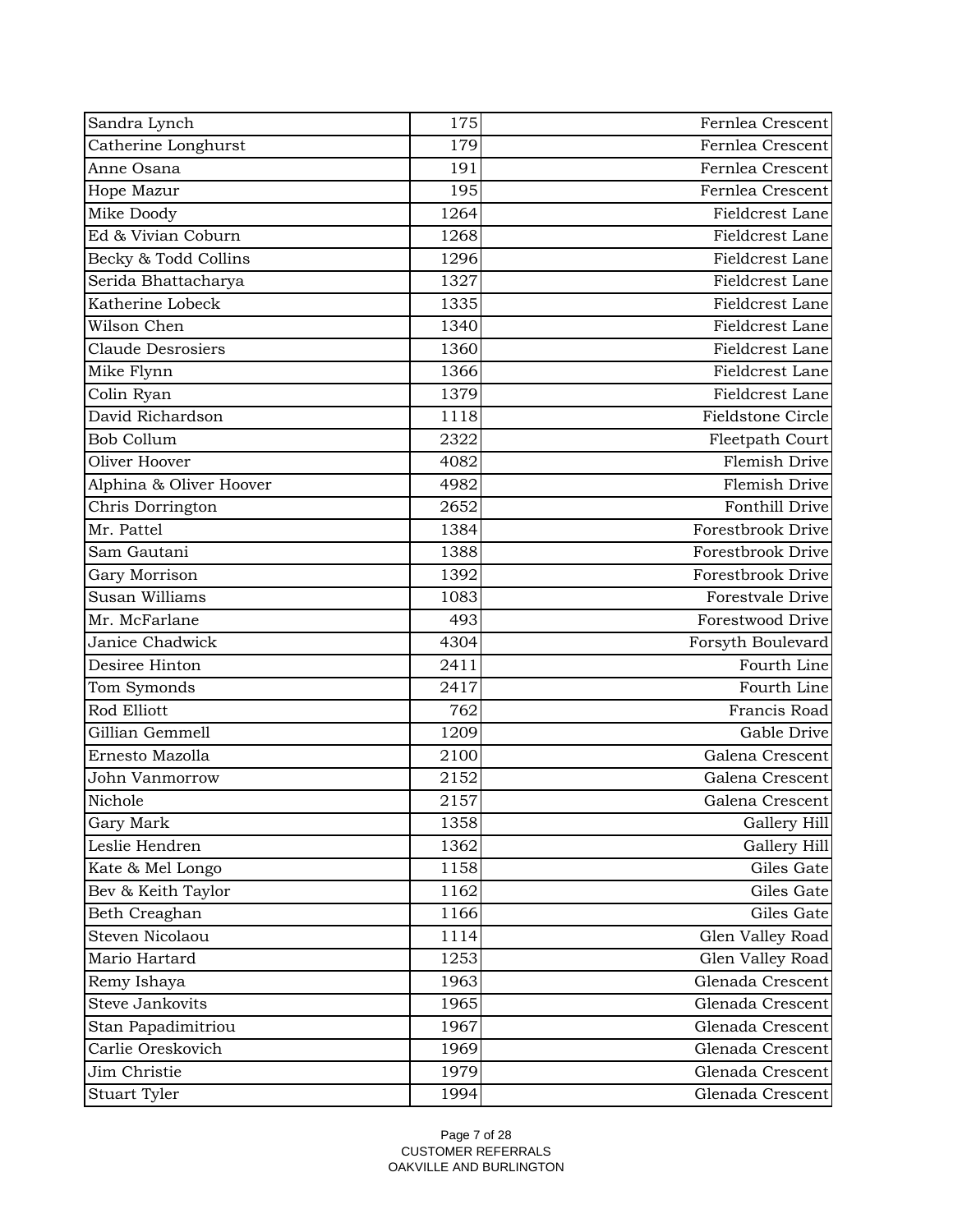| | | |
|---|---|---|
| Sandra Lynch | 175 | Fernlea Crescent |
| Catherine Longhurst | 179 | Fernlea Crescent |
| Anne Osana | 191 | Fernlea Crescent |
| Hope Mazur | 195 | Fernlea Crescent |
| Mike Doody | 1264 | Fieldcrest Lane |
| Ed & Vivian Coburn | 1268 | Fieldcrest Lane |
| Becky & Todd Collins | 1296 | Fieldcrest Lane |
| Serida Bhattacharya | 1327 | Fieldcrest Lane |
| Katherine Lobeck | 1335 | Fieldcrest Lane |
| Wilson Chen | 1340 | Fieldcrest Lane |
| Claude Desrosiers | 1360 | Fieldcrest Lane |
| Mike Flynn | 1366 | Fieldcrest Lane |
| Colin Ryan | 1379 | Fieldcrest Lane |
| David Richardson | 1118 | Fieldstone Circle |
| Bob Collum | 2322 | Fleetpath Court |
| Oliver Hoover | 4082 | Flemish Drive |
| Alphina & Oliver Hoover | 4982 | Flemish Drive |
| Chris Dorrington | 2652 | Fonthill Drive |
| Mr. Pattel | 1384 | Forestbrook Drive |
| Sam Gautani | 1388 | Forestbrook Drive |
| Gary Morrison | 1392 | Forestbrook Drive |
| Susan Williams | 1083 | Forestvale Drive |
| Mr. McFarlane | 493 | Forestwood Drive |
| Janice Chadwick | 4304 | Forsyth Boulevard |
| Desiree Hinton | 2411 | Fourth Line |
| Tom Symonds | 2417 | Fourth Line |
| Rod Elliott | 762 | Francis Road |
| Gillian Gemmell | 1209 | Gable Drive |
| Ernesto Mazolla | 2100 | Galena Crescent |
| John Vanmorrow | 2152 | Galena Crescent |
| Nichole | 2157 | Galena Crescent |
| Gary Mark | 1358 | Gallery Hill |
| Leslie Hendren | 1362 | Gallery Hill |
| Kate & Mel Longo | 1158 | Giles Gate |
| Bev & Keith Taylor | 1162 | Giles Gate |
| Beth Creaghan | 1166 | Giles Gate |
| Steven Nicolaou | 1114 | Glen Valley Road |
| Mario Hartard | 1253 | Glen Valley Road |
| Remy Ishaya | 1963 | Glenada Crescent |
| Steve Jankovits | 1965 | Glenada Crescent |
| Stan Papadimitriou | 1967 | Glenada Crescent |
| Carlie Oreskovich | 1969 | Glenada Crescent |
| Jim Christie | 1979 | Glenada Crescent |
| Stuart Tyler | 1994 | Glenada Crescent |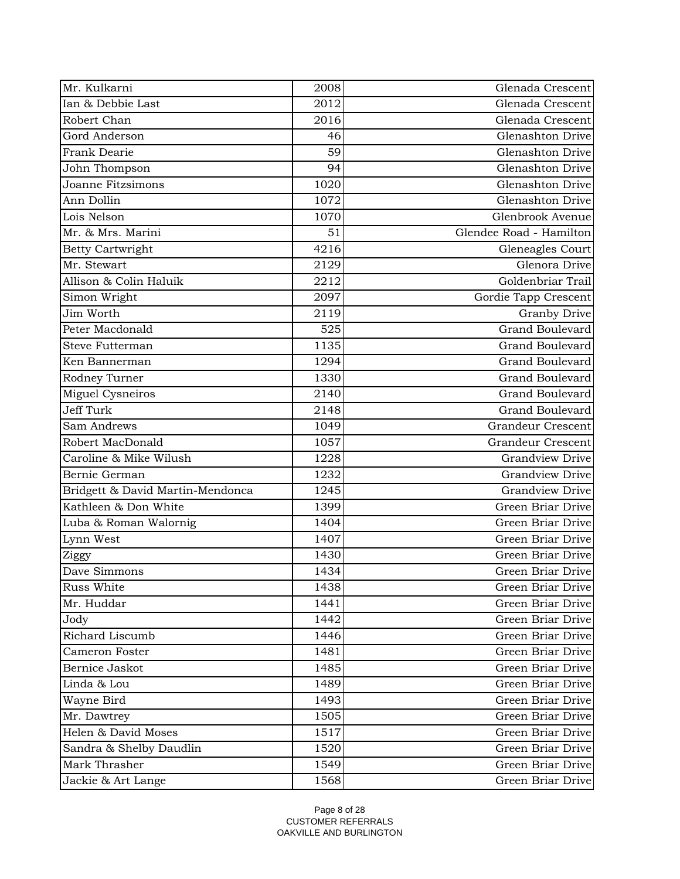| | | |
|---|---|---|
| Mr. Kulkarni | 2008 | Glenada Crescent |
| Ian & Debbie Last | 2012 | Glenada Crescent |
| Robert Chan | 2016 | Glenada Crescent |
| Gord Anderson | 46 | Glenashton Drive |
| Frank Dearie | 59 | Glenashton Drive |
| John Thompson | 94 | Glenashton Drive |
| Joanne Fitzsimons | 1020 | Glenashton Drive |
| Ann Dollin | 1072 | Glenashton Drive |
| Lois Nelson | 1070 | Glenbrook Avenue |
| Mr. & Mrs. Marini | 51 | Glendee Road - Hamilton |
| Betty Cartwright | 4216 | Gleneagles Court |
| Mr. Stewart | 2129 | Glenora Drive |
| Allison & Colin Haluik | 2212 | Goldenbriar Trail |
| Simon Wright | 2097 | Gordie Tapp Crescent |
| Jim Worth | 2119 | Granby Drive |
| Peter Macdonald | 525 | Grand Boulevard |
| Steve Futterman | 1135 | Grand Boulevard |
| Ken Bannerman | 1294 | Grand Boulevard |
| Rodney Turner | 1330 | Grand Boulevard |
| Miguel Cysneiros | 2140 | Grand Boulevard |
| Jeff Turk | 2148 | Grand Boulevard |
| Sam Andrews | 1049 | Grandeur Crescent |
| Robert MacDonald | 1057 | Grandeur Crescent |
| Caroline & Mike Wilush | 1228 | Grandview Drive |
| Bernie German | 1232 | Grandview Drive |
| Bridgett & David Martin-Mendonca | 1245 | Grandview Drive |
| Kathleen & Don White | 1399 | Green Briar Drive |
| Luba & Roman Walornig | 1404 | Green Briar Drive |
| Lynn West | 1407 | Green Briar Drive |
| Ziggy | 1430 | Green Briar Drive |
| Dave Simmons | 1434 | Green Briar Drive |
| Russ White | 1438 | Green Briar Drive |
| Mr. Huddar | 1441 | Green Briar Drive |
| Jody | 1442 | Green Briar Drive |
| Richard Liscumb | 1446 | Green Briar Drive |
| Cameron Foster | 1481 | Green Briar Drive |
| Bernice Jaskot | 1485 | Green Briar Drive |
| Linda & Lou | 1489 | Green Briar Drive |
| Wayne Bird | 1493 | Green Briar Drive |
| Mr. Dawtrey | 1505 | Green Briar Drive |
| Helen & David Moses | 1517 | Green Briar Drive |
| Sandra & Shelby Daudlin | 1520 | Green Briar Drive |
| Mark Thrasher | 1549 | Green Briar Drive |
| Jackie & Art Lange | 1568 | Green Briar Drive |

CUSTOMER REFERRALS
OAKVILLE AND BURLINGTON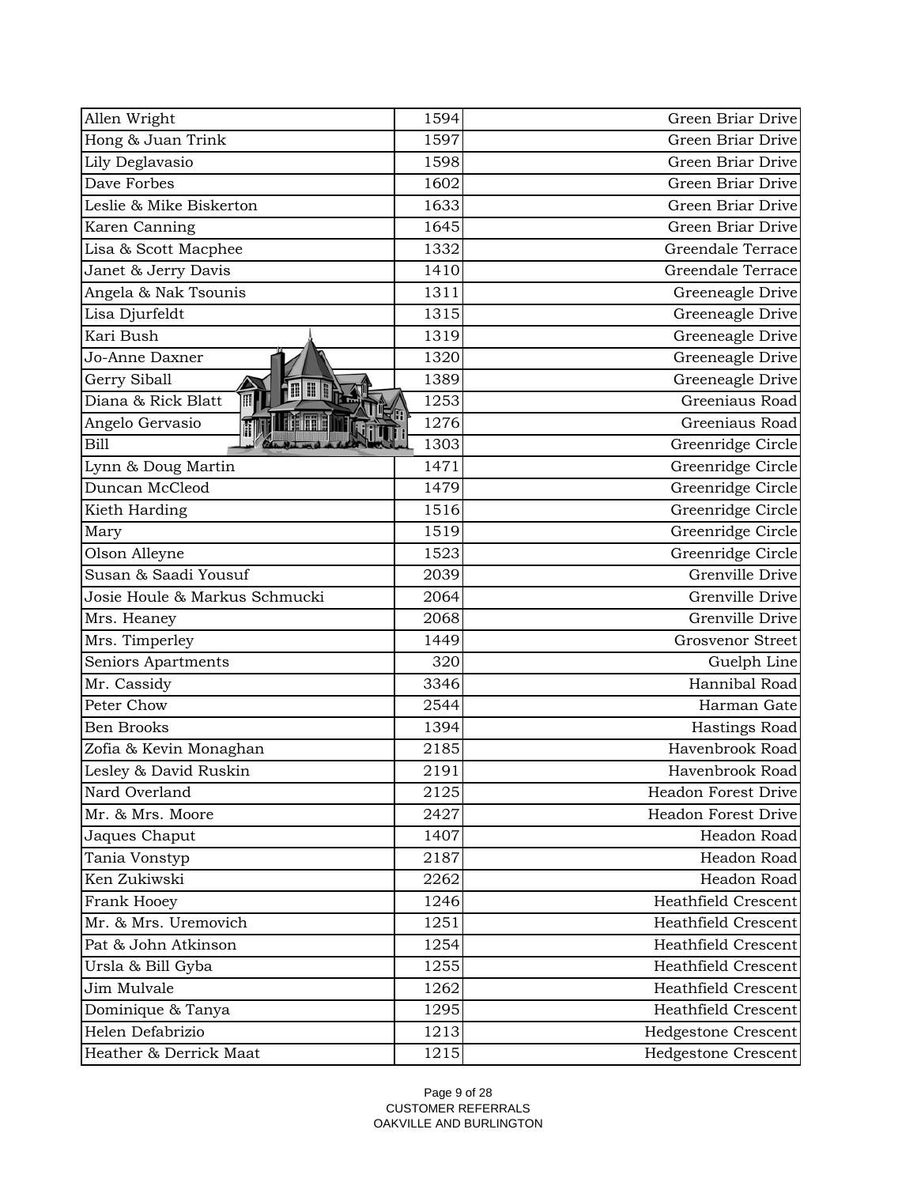| | | |
|---|---|---|
| Allen Wright | 1594 | Green Briar Drive |
| Hong & Juan Trink | 1597 | Green Briar Drive |
| Lily Deglavasio | 1598 | Green Briar Drive |
| Dave Forbes | 1602 | Green Briar Drive |
| Leslie & Mike Biskerton | 1633 | Green Briar Drive |
| Karen Canning | 1645 | Green Briar Drive |
| Lisa & Scott Macphee | 1332 | Greendale Terrace |
| Janet & Jerry Davis | 1410 | Greendale Terrace |
| Angela & Nak Tsounis | 1311 | Greeneagle Drive |
| Lisa Djurfeldt | 1315 | Greeneagle Drive |
| Kari Bush | 1319 | Greeneagle Drive |
| Jo-Anne Daxner | 1320 | Greeneagle Drive |
| Gerry Siball | 1389 | Greeneagle Drive |
| Diana & Rick Blatt | 1253 | Greeniaus Road |
| Angelo Gervasio | 1276 | Greeniaus Road |
| Bill | 1303 | Greenridge Circle |
| Lynn & Doug Martin | 1471 | Greenridge Circle |
| Duncan McCleod | 1479 | Greenridge Circle |
| Kieth Harding | 1516 | Greenridge Circle |
| Mary | 1519 | Greenridge Circle |
| Olson Alleyne | 1523 | Greenridge Circle |
| Susan & Saadi Yousuf | 2039 | Grenville Drive |
| Josie Houle & Markus Schmucki | 2064 | Grenville Drive |
| Mrs. Heaney | 2068 | Grenville Drive |
| Mrs. Timperley | 1449 | Grosvenor Street |
| Seniors Apartments | 320 | Guelph Line |
| Mr. Cassidy | 3346 | Hannibal Road |
| Peter Chow | 2544 | Harman Gate |
| Ben Brooks | 1394 | Hastings Road |
| Zofia & Kevin Monaghan | 2185 | Havenbrook Road |
| Lesley & David Ruskin | 2191 | Havenbrook Road |
| Nard Overland | 2125 | Headon Forest Drive |
| Mr. & Mrs. Moore | 2427 | Headon Forest Drive |
| Jaques Chaput | 1407 | Headon Road |
| Tania Vonstyp | 2187 | Headon Road |
| Ken Zukiwski | 2262 | Headon Road |
| Frank Hooey | 1246 | Heathfield Crescent |
| Mr. & Mrs. Uremovich | 1251 | Heathfield Crescent |
| Pat & John Atkinson | 1254 | Heathfield Crescent |
| Ursla & Bill Gyba | 1255 | Heathfield Crescent |
| Jim Mulvale | 1262 | Heathfield Crescent |
| Dominique & Tanya | 1295 | Heathfield Crescent |
| Helen Defabrizio | 1213 | Hedgestone Crescent |
| Heather & Derrick Maat | 1215 | Hedgestone Crescent |

CUSTOMER REFERRALS
OAKVILLE AND BURLINGTON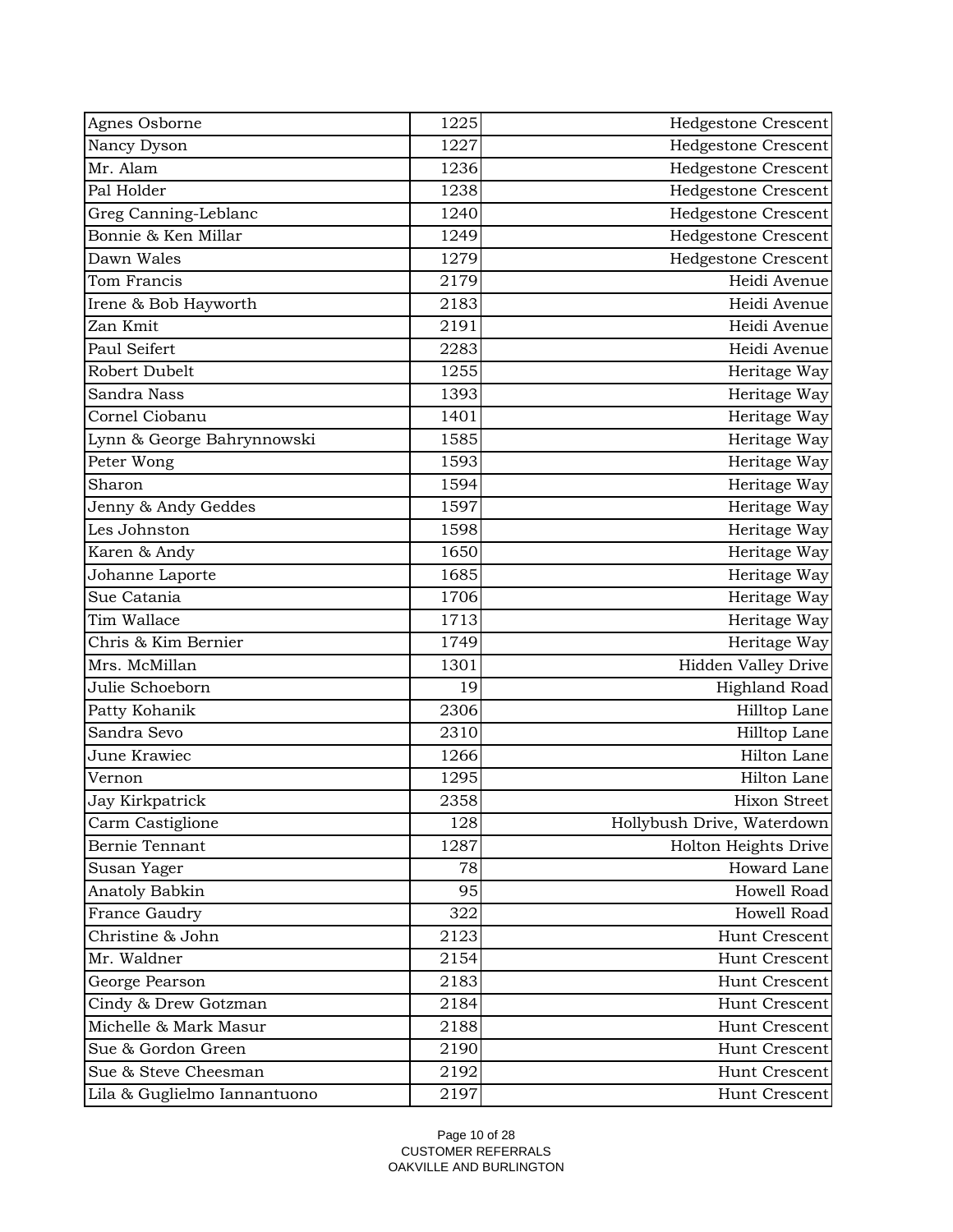| Agnes Osborne | 1225 | Hedgestone Crescent |
|---|---|---|
| Nancy Dyson | 1227 | Hedgestone Crescent |
| Mr. Alam | 1236 | Hedgestone Crescent |
| Pal Holder | 1238 | Hedgestone Crescent |
| Greg Canning-Leblanc | 1240 | Hedgestone Crescent |
| Bonnie & Ken Millar | 1249 | Hedgestone Crescent |
| Dawn Wales | 1279 | Hedgestone Crescent |
| Tom Francis | 2179 | Heidi Avenue |
| Irene & Bob Hayworth | 2183 | Heidi Avenue |
| Zan Kmit | 2191 | Heidi Avenue |
| Paul Seifert | 2283 | Heidi Avenue |
| Robert Dubelt | 1255 | Heritage Way |
| Sandra Nass | 1393 | Heritage Way |
| Cornel Ciobanu | 1401 | Heritage Way |
| Lynn & George Bahrynnowski | 1585 | Heritage Way |
| Peter Wong | 1593 | Heritage Way |
| Sharon | 1594 | Heritage Way |
| Jenny & Andy Geddes | 1597 | Heritage Way |
| Les Johnston | 1598 | Heritage Way |
| Karen & Andy | 1650 | Heritage Way |
| Johanne Laporte | 1685 | Heritage Way |
| Sue Catania | 1706 | Heritage Way |
| Tim Wallace | 1713 | Heritage Way |
| Chris & Kim Bernier | 1749 | Heritage Way |
| Mrs. McMillan | 1301 | Hidden Valley Drive |
| Julie Schoeborn | 19 | Highland Road |
| Patty Kohanik | 2306 | Hilltop Lane |
| Sandra Sevo | 2310 | Hilltop Lane |
| June Krawiec | 1266 | Hilton Lane |
| Vernon | 1295 | Hilton Lane |
| Jay Kirkpatrick | 2358 | Hixon Street |
| Carm Castiglione | 128 | Hollybush Drive, Waterdown |
| Bernie Tennant | 1287 | Holton Heights Drive |
| Susan Yager | 78 | Howard Lane |
| Anatoly Babkin | 95 | Howell Road |
| France Gaudry | 322 | Howell Road |
| Christine & John | 2123 | Hunt Crescent |
| Mr. Waldner | 2154 | Hunt Crescent |
| George Pearson | 2183 | Hunt Crescent |
| Cindy & Drew Gotzman | 2184 | Hunt Crescent |
| Michelle & Mark Masur | 2188 | Hunt Crescent |
| Sue & Gordon Green | 2190 | Hunt Crescent |
| Sue & Steve Cheesman | 2192 | Hunt Crescent |
| Lila & Guglielmo Iannantuono | 2197 | Hunt Crescent |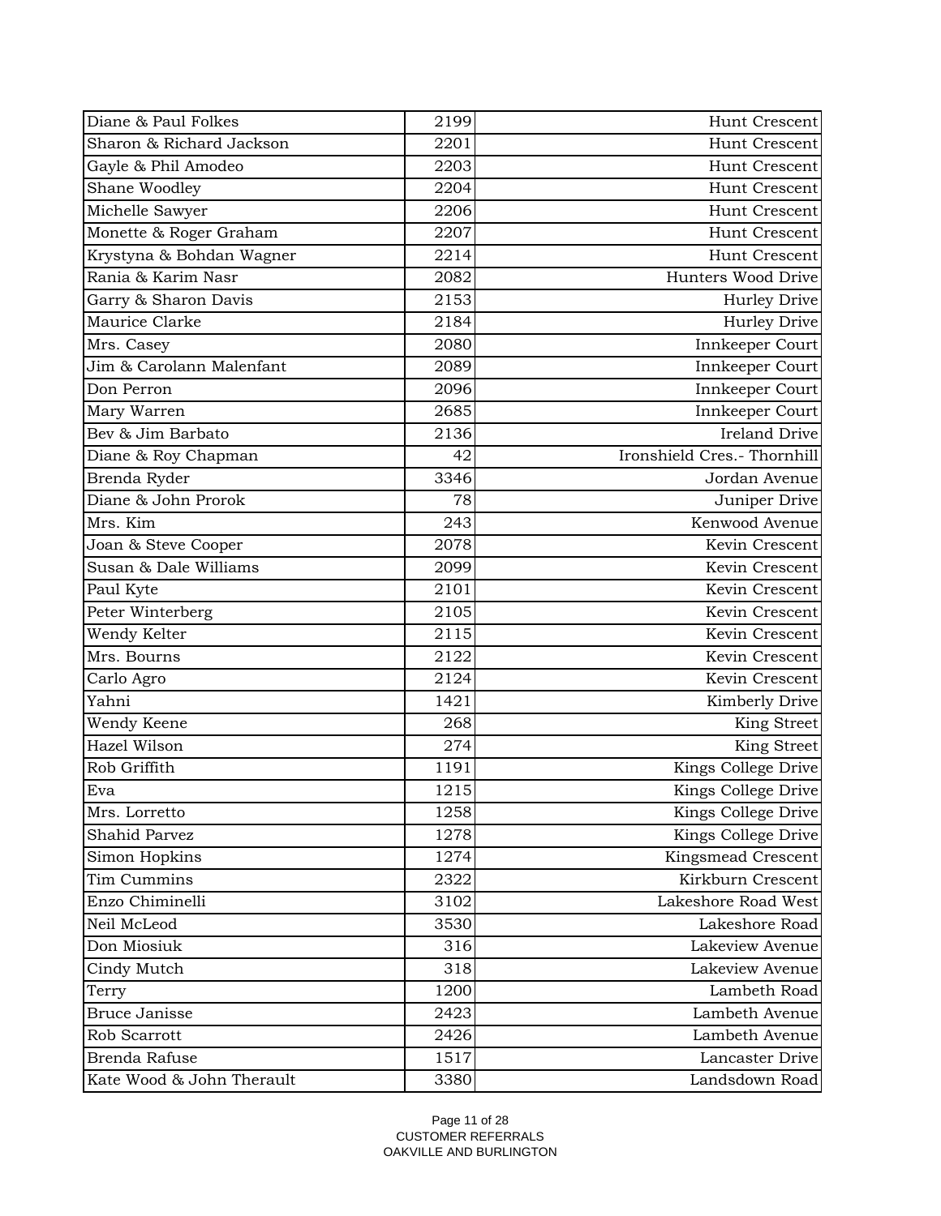| | | |
|---|---|---|
| Diane & Paul Folkes | 2199 | Hunt Crescent |
| Sharon & Richard Jackson | 2201 | Hunt Crescent |
| Gayle & Phil Amodeo | 2203 | Hunt Crescent |
| Shane Woodley | 2204 | Hunt Crescent |
| Michelle Sawyer | 2206 | Hunt Crescent |
| Monette & Roger Graham | 2207 | Hunt Crescent |
| Krystyna & Bohdan Wagner | 2214 | Hunt Crescent |
| Rania & Karim Nasr | 2082 | Hunters Wood Drive |
| Garry & Sharon Davis | 2153 | Hurley Drive |
| Maurice Clarke | 2184 | Hurley Drive |
| Mrs. Casey | 2080 | Innkeeper Court |
| Jim & Carolann Malenfant | 2089 | Innkeeper Court |
| Don Perron | 2096 | Innkeeper Court |
| Mary Warren | 2685 | Innkeeper Court |
| Bev & Jim Barbato | 2136 | Ireland Drive |
| Diane & Roy Chapman | 42 | Ironshield Cres.- Thornhill |
| Brenda Ryder | 3346 | Jordan Avenue |
| Diane & John Prorok | 78 | Juniper Drive |
| Mrs. Kim | 243 | Kenwood Avenue |
| Joan & Steve Cooper | 2078 | Kevin Crescent |
| Susan & Dale Williams | 2099 | Kevin Crescent |
| Paul Kyte | 2101 | Kevin Crescent |
| Peter Winterberg | 2105 | Kevin Crescent |
| Wendy Kelter | 2115 | Kevin Crescent |
| Mrs. Bourns | 2122 | Kevin Crescent |
| Carlo Agro | 2124 | Kevin Crescent |
| Yahni | 1421 | Kimberly Drive |
| Wendy Keene | 268 | King Street |
| Hazel Wilson | 274 | King Street |
| Rob Griffith | 1191 | Kings College Drive |
| Eva | 1215 | Kings College Drive |
| Mrs. Lorretto | 1258 | Kings College Drive |
| Shahid Parvez | 1278 | Kings College Drive |
| Simon Hopkins | 1274 | Kingsmead Crescent |
| Tim Cummins | 2322 | Kirkburn Crescent |
| Enzo Chiminelli | 3102 | Lakeshore Road West |
| Neil McLeod | 3530 | Lakeshore Road |
| Don Miosiuk | 316 | Lakeview Avenue |
| Cindy Mutch | 318 | Lakeview Avenue |
| Terry | 1200 | Lambeth Road |
| Bruce Janisse | 2423 | Lambeth Avenue |
| Rob Scarrott | 2426 | Lambeth Avenue |
| Brenda Rafuse | 1517 | Lancaster Drive |
| Kate Wood & John Therault | 3380 | Landsdown Road |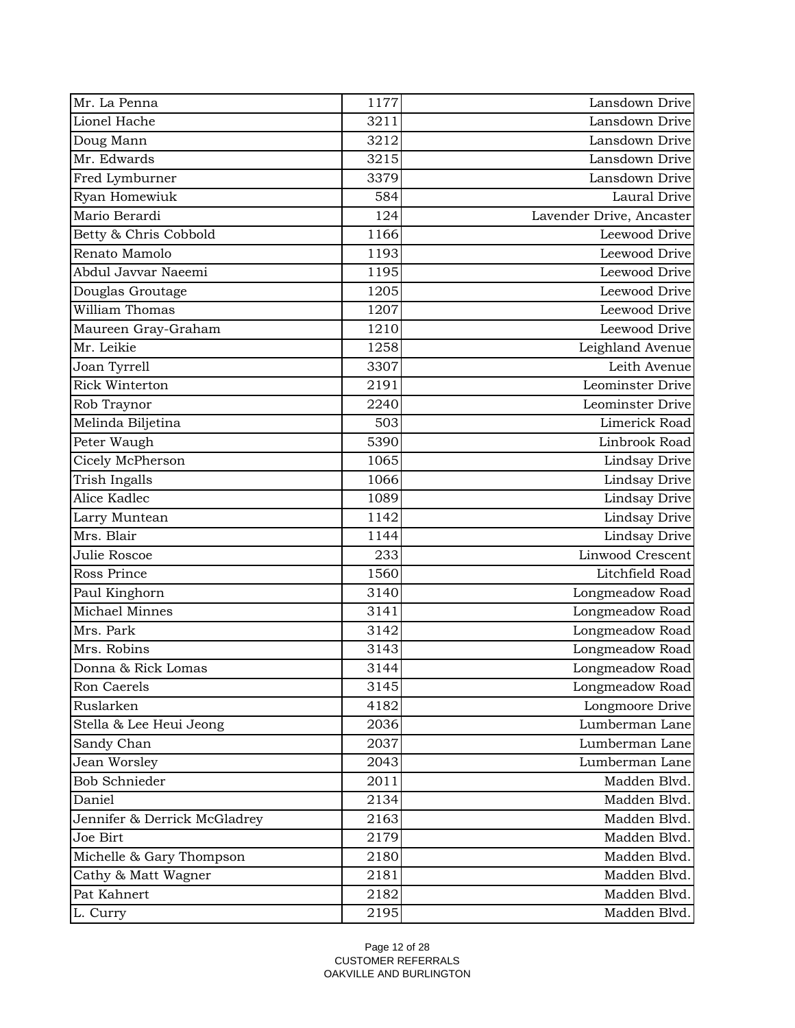| | | |
|---|---|---|
| Mr. La Penna | 1177 | Lansdown Drive |
| Lionel Hache | 3211 | Lansdown Drive |
| Doug Mann | 3212 | Lansdown Drive |
| Mr. Edwards | 3215 | Lansdown Drive |
| Fred Lymburner | 3379 | Lansdown Drive |
| Ryan Homewiuk | 584 | Laural Drive |
| Mario Berardi | 124 | Lavender Drive, Ancaster |
| Betty & Chris Cobbold | 1166 | Leewood Drive |
| Renato Mamolo | 1193 | Leewood Drive |
| Abdul Javvar Naeemi | 1195 | Leewood Drive |
| Douglas Groutage | 1205 | Leewood Drive |
| William Thomas | 1207 | Leewood Drive |
| Maureen Gray-Graham | 1210 | Leewood Drive |
| Mr. Leikie | 1258 | Leighland Avenue |
| Joan Tyrrell | 3307 | Leith Avenue |
| Rick Winterton | 2191 | Leominster Drive |
| Rob Traynor | 2240 | Leominster Drive |
| Melinda Biljetina | 503 | Limerick Road |
| Peter Waugh | 5390 | Linbrook Road |
| Cicely McPherson | 1065 | Lindsay Drive |
| Trish Ingalls | 1066 | Lindsay Drive |
| Alice Kadlec | 1089 | Lindsay Drive |
| Larry Muntean | 1142 | Lindsay Drive |
| Mrs. Blair | 1144 | Lindsay Drive |
| Julie Roscoe | 233 | Linwood Crescent |
| Ross Prince | 1560 | Litchfield Road |
| Paul Kinghorn | 3140 | Longmeadow Road |
| Michael Minnes | 3141 | Longmeadow Road |
| Mrs. Park | 3142 | Longmeadow Road |
| Mrs. Robins | 3143 | Longmeadow Road |
| Donna & Rick Lomas | 3144 | Longmeadow Road |
| Ron Caerels | 3145 | Longmeadow Road |
| Ruslarken | 4182 | Longmoore Drive |
| Stella & Lee Heui Jeong | 2036 | Lumberman Lane |
| Sandy Chan | 2037 | Lumberman Lane |
| Jean Worsley | 2043 | Lumberman Lane |
| Bob Schnieder | 2011 | Madden Blvd. |
| Daniel | 2134 | Madden Blvd. |
| Jennifer & Derrick McGladrey | 2163 | Madden Blvd. |
| Joe Birt | 2179 | Madden Blvd. |
| Michelle & Gary Thompson | 2180 | Madden Blvd. |
| Cathy & Matt Wagner | 2181 | Madden Blvd. |
| Pat Kahnert | 2182 | Madden Blvd. |
| L. Curry | 2195 | Madden Blvd. |

CUSTOMER REFERRALS
OAKVILLE AND BURLINGTON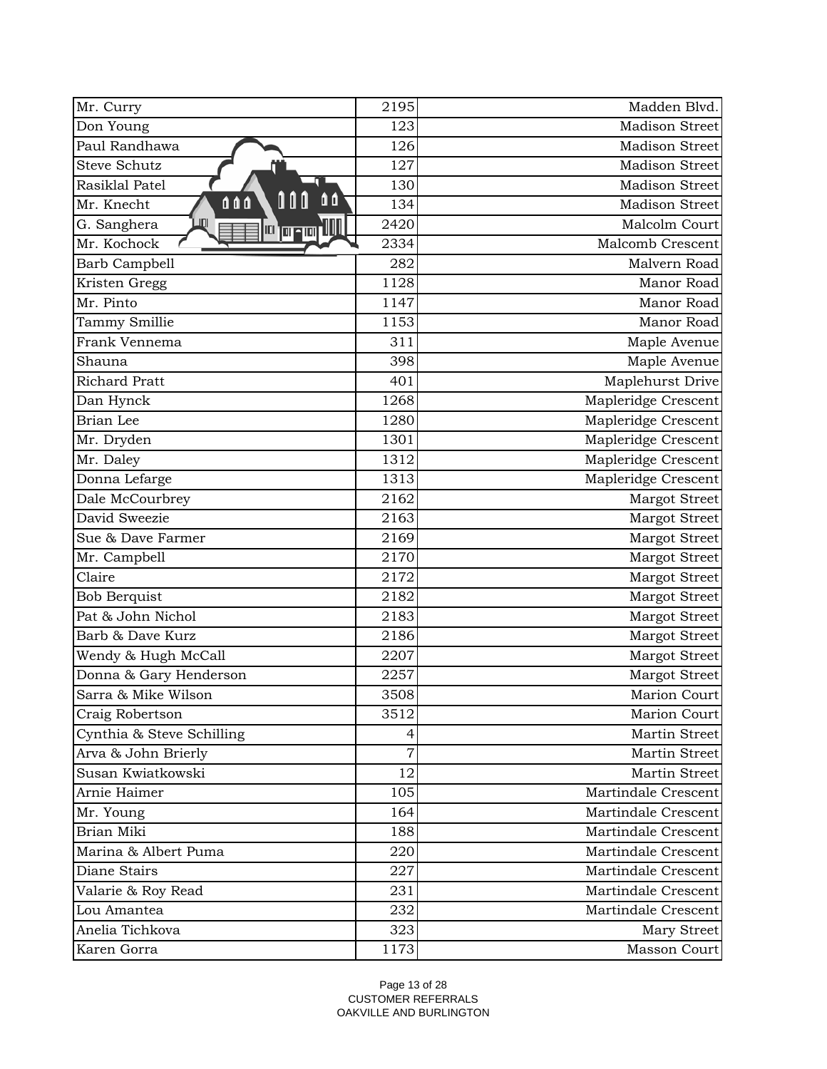| | | |
|---|---|---|
| Mr. Curry | 2195 | Madden Blvd. |
| Don Young | 123 | Madison Street |
| Paul Randhawa | 126 | Madison Street |
| Steve Schutz | 127 | Madison Street |
| Rasiklal Patel | 130 | Madison Street |
| Mr. Knecht | 134 | Madison Street |
| G. Sanghera | 2420 | Malcolm Court |
| Mr. Kochock | 2334 | Malcomb Crescent |
| Barb Campbell | 282 | Malvern Road |
| Kristen Gregg | 1128 | Manor Road |
| Mr. Pinto | 1147 | Manor Road |
| Tammy Smillie | 1153 | Manor Road |
| Frank Vennema | 311 | Maple Avenue |
| Shauna | 398 | Maple Avenue |
| Richard Pratt | 401 | Maplehurst Drive |
| Dan Hynck | 1268 | Mapleridge Crescent |
| Brian Lee | 1280 | Mapleridge Crescent |
| Mr. Dryden | 1301 | Mapleridge Crescent |
| Mr. Daley | 1312 | Mapleridge Crescent |
| Donna Lefarge | 1313 | Mapleridge Crescent |
| Dale McCourbrey | 2162 | Margot Street |
| David Sweezie | 2163 | Margot Street |
| Sue & Dave Farmer | 2169 | Margot Street |
| Mr. Campbell | 2170 | Margot Street |
| Claire | 2172 | Margot Street |
| Bob Berquist | 2182 | Margot Street |
| Pat & John Nichol | 2183 | Margot Street |
| Barb & Dave Kurz | 2186 | Margot Street |
| Wendy & Hugh McCall | 2207 | Margot Street |
| Donna & Gary Henderson | 2257 | Margot Street |
| Sarra & Mike Wilson | 3508 | Marion Court |
| Craig Robertson | 3512 | Marion Court |
| Cynthia & Steve Schilling | 4 | Martin Street |
| Arva & John Brierly | 7 | Martin Street |
| Susan Kwiatkowski | 12 | Martin Street |
| Arnie Haimer | 105 | Martindale Crescent |
| Mr. Young | 164 | Martindale Crescent |
| Brian Miki | 188 | Martindale Crescent |
| Marina & Albert Puma | 220 | Martindale Crescent |
| Diane Stairs | 227 | Martindale Crescent |
| Valarie & Roy Read | 231 | Martindale Crescent |
| Lou Amantea | 232 | Martindale Crescent |
| Anelia Tichkova | 323 | Mary Street |
| Karen Gorra | 1173 | Masson Court |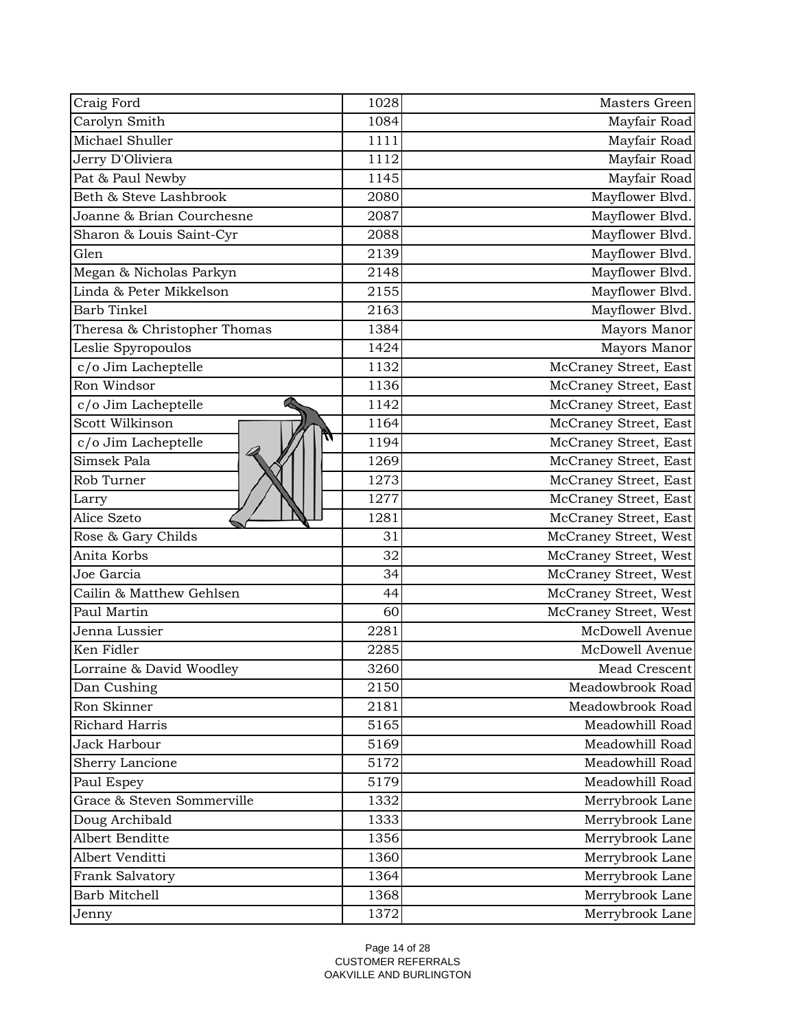| | | |
|---|---|---|
| Craig Ford | 1028 | Masters Green |
| Carolyn Smith | 1084 | Mayfair Road |
| Michael Shuller | 1111 | Mayfair Road |
| Jerry D'Oliviera | 1112 | Mayfair Road |
| Pat & Paul Newby | 1145 | Mayfair Road |
| Beth & Steve Lashbrook | 2080 | Mayflower Blvd. |
| Joanne & Brian Courchesne | 2087 | Mayflower Blvd. |
| Sharon & Louis Saint-Cyr | 2088 | Mayflower Blvd. |
| Glen | 2139 | Mayflower Blvd. |
| Megan & Nicholas Parkyn | 2148 | Mayflower Blvd. |
| Linda & Peter Mikkelson | 2155 | Mayflower Blvd. |
| Barb Tinkel | 2163 | Mayflower Blvd. |
| Theresa & Christopher Thomas | 1384 | Mayors Manor |
| Leslie Spyropoulos | 1424 | Mayors Manor |
| c/o Jim Lacheptelle | 1132 | McCraney Street, East |
| Ron Windsor | 1136 | McCraney Street, East |
| c/o Jim Lacheptelle | 1142 | McCraney Street, East |
| Scott Wilkinson | 1164 | McCraney Street, East |
| c/o Jim Lacheptelle | 1194 | McCraney Street, East |
| Simsek Pala | 1269 | McCraney Street, East |
| Rob Turner | 1273 | McCraney Street, East |
| Larry | 1277 | McCraney Street, East |
| Alice Szeto | 1281 | McCraney Street, East |
| Rose & Gary Childs | 31 | McCraney Street, West |
| Anita Korbs | 32 | McCraney Street, West |
| Joe Garcia | 34 | McCraney Street, West |
| Cailin & Matthew Gehlsen | 44 | McCraney Street, West |
| Paul Martin | 60 | McCraney Street, West |
| Jenna Lussier | 2281 | McDowell Avenue |
| Ken Fidler | 2285 | McDowell Avenue |
| Lorraine & David Woodley | 3260 | Mead Crescent |
| Dan Cushing | 2150 | Meadowbrook Road |
| Ron Skinner | 2181 | Meadowbrook Road |
| Richard Harris | 5165 | Meadowhill Road |
| Jack Harbour | 5169 | Meadowhill Road |
| Sherry Lancione | 5172 | Meadowhill Road |
| Paul Espey | 5179 | Meadowhill Road |
| Grace & Steven Sommerville | 1332 | Merrybrook Lane |
| Doug Archibald | 1333 | Merrybrook Lane |
| Albert Benditte | 1356 | Merrybrook Lane |
| Albert Venditti | 1360 | Merrybrook Lane |
| Frank Salvatory | 1364 | Merrybrook Lane |
| Barb Mitchell | 1368 | Merrybrook Lane |
| Jenny | 1372 | Merrybrook Lane |

CUSTOMER REFERRALS
OAKVILLE AND BURLINGTON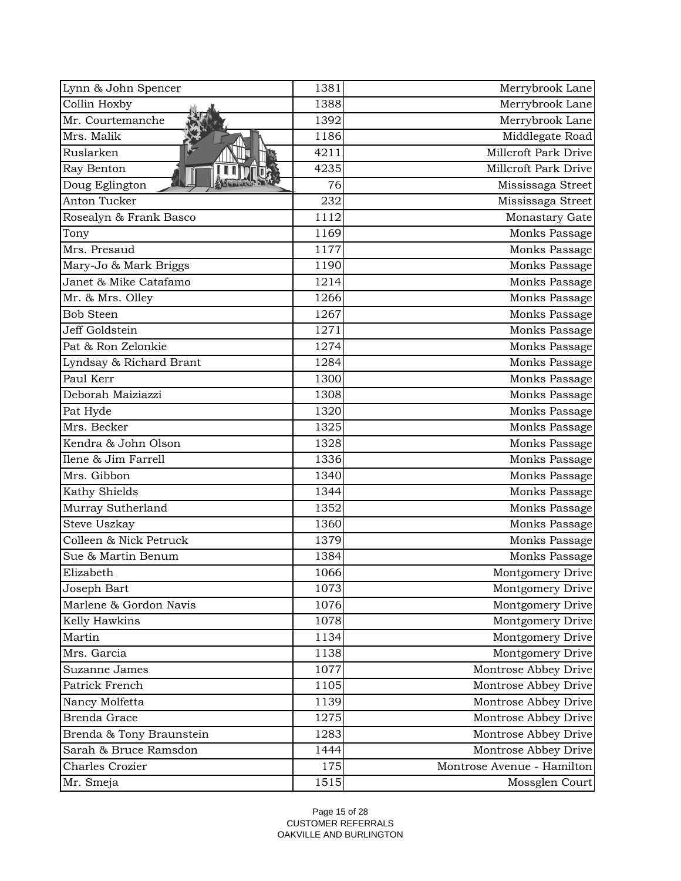| | | |
|---|---|---|
| Lynn & John Spencer | 1381 | Merrybrook Lane |
| Collin Hoxby | 1388 | Merrybrook Lane |
| Mr. Courtemanche | 1392 | Merrybrook Lane |
| Mrs. Malik | 1186 | Middlegate Road |
| Ruslarken | 4211 | Millcroft Park Drive |
| Ray Benton | 4235 | Millcroft Park Drive |
| Doug Eglington | 76 | Mississaga Street |
| Anton Tucker | 232 | Mississaga Street |
| Rosealyn & Frank Basco | 1112 | Monastary Gate |
| Tony | 1169 | Monks Passage |
| Mrs. Presaud | 1177 | Monks Passage |
| Mary-Jo & Mark Briggs | 1190 | Monks Passage |
| Janet & Mike Catafamo | 1214 | Monks Passage |
| Mr. & Mrs. Olley | 1266 | Monks Passage |
| Bob Steen | 1267 | Monks Passage |
| Jeff Goldstein | 1271 | Monks Passage |
| Pat & Ron Zelonkie | 1274 | Monks Passage |
| Lyndsay & Richard Brant | 1284 | Monks Passage |
| Paul Kerr | 1300 | Monks Passage |
| Deborah Maiziazzi | 1308 | Monks Passage |
| Pat Hyde | 1320 | Monks Passage |
| Mrs. Becker | 1325 | Monks Passage |
| Kendra & John Olson | 1328 | Monks Passage |
| Ilene & Jim Farrell | 1336 | Monks Passage |
| Mrs. Gibbon | 1340 | Monks Passage |
| Kathy Shields | 1344 | Monks Passage |
| Murray Sutherland | 1352 | Monks Passage |
| Steve Uszkay | 1360 | Monks Passage |
| Colleen & Nick Petruck | 1379 | Monks Passage |
| Sue & Martin Benum | 1384 | Monks Passage |
| Elizabeth | 1066 | Montgomery Drive |
| Joseph Bart | 1073 | Montgomery Drive |
| Marlene & Gordon Navis | 1076 | Montgomery Drive |
| Kelly Hawkins | 1078 | Montgomery Drive |
| Martin | 1134 | Montgomery Drive |
| Mrs. Garcia | 1138 | Montgomery Drive |
| Suzanne James | 1077 | Montrose Abbey Drive |
| Patrick French | 1105 | Montrose Abbey Drive |
| Nancy Molfetta | 1139 | Montrose Abbey Drive |
| Brenda Grace | 1275 | Montrose Abbey Drive |
| Brenda & Tony Braunstein | 1283 | Montrose Abbey Drive |
| Sarah & Bruce Ramsdon | 1444 | Montrose Abbey Drive |
| Charles Crozier | 175 | Montrose Avenue - Hamilton |
| Mr. Smeja | 1515 | Mossglen Court |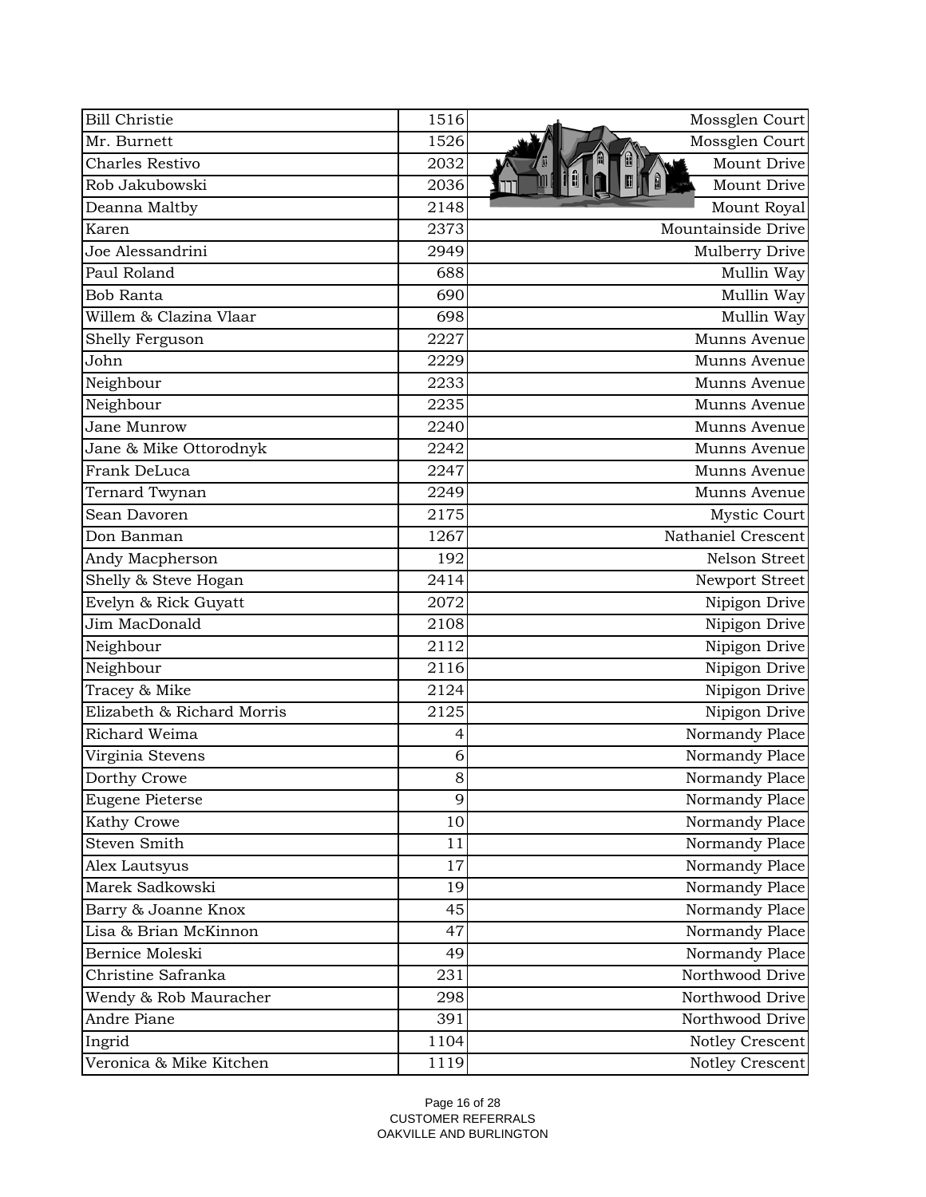| | | |
|---|---|---|
| Bill Christie | 1516 | Mossglen Court |
| Mr. Burnett | 1526 | Mossglen Court |
| Charles Restivo | 2032 | Mount Drive |
| Rob Jakubowski | 2036 | Mount Drive |
| Deanna Maltby | 2148 | Mount Royal |
| Karen | 2373 | Mountainside Drive |
| Joe Alessandrini | 2949 | Mulberry Drive |
| Paul Roland | 688 | Mullin Way |
| Bob Ranta | 690 | Mullin Way |
| Willem & Clazina Vlaar | 698 | Mullin Way |
| Shelly Ferguson | 2227 | Munns Avenue |
| John | 2229 | Munns Avenue |
| Neighbour | 2233 | Munns Avenue |
| Neighbour | 2235 | Munns Avenue |
| Jane Munrow | 2240 | Munns Avenue |
| Jane & Mike Ottorodnyk | 2242 | Munns Avenue |
| Frank DeLuca | 2247 | Munns Avenue |
| Ternard Twynan | 2249 | Munns Avenue |
| Sean Davoren | 2175 | Mystic Court |
| Don Banman | 1267 | Nathaniel Crescent |
| Andy Macpherson | 192 | Nelson Street |
| Shelly & Steve Hogan | 2414 | Newport Street |
| Evelyn & Rick Guyatt | 2072 | Nipigon Drive |
| Jim MacDonald | 2108 | Nipigon Drive |
| Neighbour | 2112 | Nipigon Drive |
| Neighbour | 2116 | Nipigon Drive |
| Tracey & Mike | 2124 | Nipigon Drive |
| Elizabeth & Richard Morris | 2125 | Nipigon Drive |
| Richard Weima | 4 | Normandy Place |
| Virginia Stevens | 6 | Normandy Place |
| Dorthy Crowe | 8 | Normandy Place |
| Eugene Pieterse | 9 | Normandy Place |
| Kathy Crowe | 10 | Normandy Place |
| Steven Smith | 11 | Normandy Place |
| Alex Lautsyus | 17 | Normandy Place |
| Marek Sadkowski | 19 | Normandy Place |
| Barry & Joanne Knox | 45 | Normandy Place |
| Lisa & Brian McKinnon | 47 | Normandy Place |
| Bernice Moleski | 49 | Normandy Place |
| Christine Safranka | 231 | Northwood Drive |
| Wendy & Rob Mauracher | 298 | Northwood Drive |
| Andre Piane | 391 | Northwood Drive |
| Ingrid | 1104 | Notley Crescent |
| Veronica & Mike Kitchen | 1119 | Notley Crescent |

CUSTOMER REFERRALS
OAKVILLE AND BURLINGTON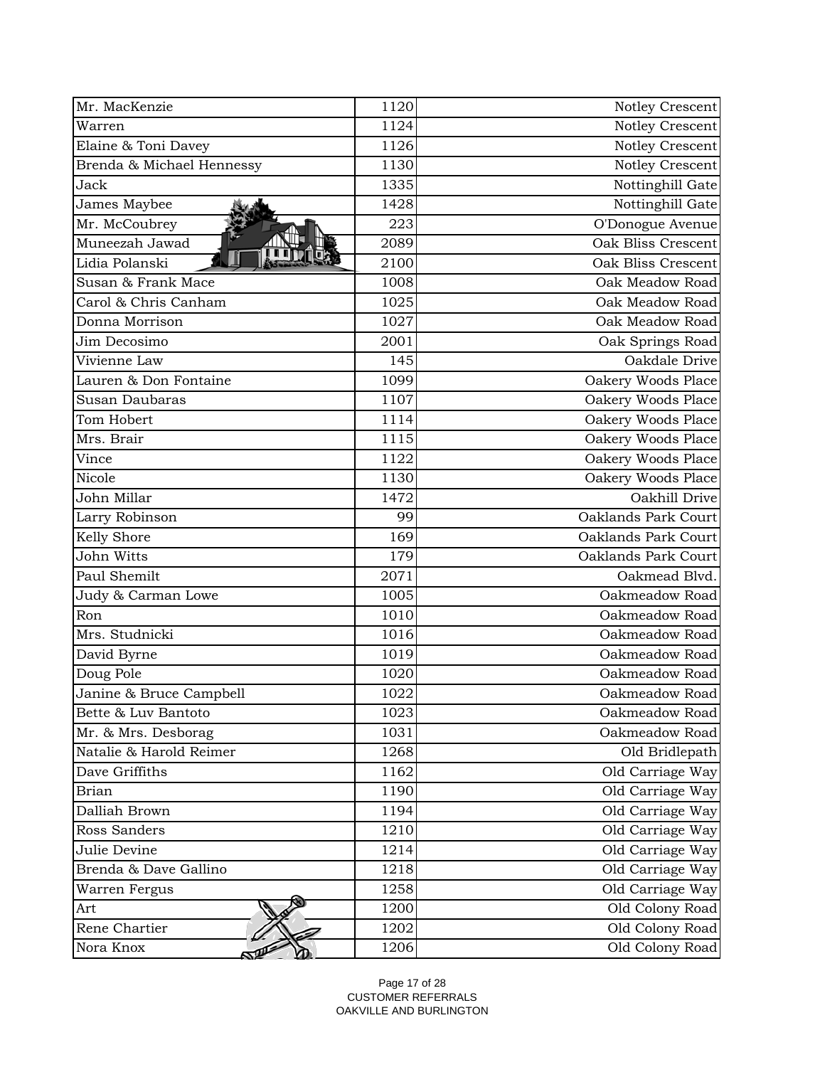| Mr. MacKenzie | 1120 | Notley Crescent |
|---|---|---|
| Warren | 1124 | Notley Crescent |
| Elaine & Toni Davey | 1126 | Notley Crescent |
| Brenda & Michael Hennessy | 1130 | Notley Crescent |
| Jack | 1335 | Nottinghill Gate |
| James Maybee | 1428 | Nottinghill Gate |
| Mr. McCoubrey | 223 | O'Donogue Avenue |
| Muneezah Jawad | 2089 | Oak Bliss Crescent |
| Lidia Polanski | 2100 | Oak Bliss Crescent |
| Susan & Frank Mace | 1008 | Oak Meadow Road |
| Carol & Chris Canham | 1025 | Oak Meadow Road |
| Donna Morrison | 1027 | Oak Meadow Road |
| Jim Decosimo | 2001 | Oak Springs Road |
| Vivienne Law | 145 | Oakdale Drive |
| Lauren & Don Fontaine | 1099 | Oakery Woods Place |
| Susan Daubaras | 1107 | Oakery Woods Place |
| Tom Hobert | 1114 | Oakery Woods Place |
| Mrs. Brair | 1115 | Oakery Woods Place |
| Vince | 1122 | Oakery Woods Place |
| Nicole | 1130 | Oakery Woods Place |
| John Millar | 1472 | Oakhill Drive |
| Larry Robinson | 99 | Oaklands Park Court |
| Kelly Shore | 169 | Oaklands Park Court |
| John Witts | 179 | Oaklands Park Court |
| Paul Shemilt | 2071 | Oakmead Blvd. |
| Judy & Carman Lowe | 1005 | Oakmeadow Road |
| Ron | 1010 | Oakmeadow Road |
| Mrs. Studnicki | 1016 | Oakmeadow Road |
| David Byrne | 1019 | Oakmeadow Road |
| Doug Pole | 1020 | Oakmeadow Road |
| Janine & Bruce Campbell | 1022 | Oakmeadow Road |
| Bette & Luv Bantoto | 1023 | Oakmeadow Road |
| Mr. & Mrs. Desborag | 1031 | Oakmeadow Road |
| Natalie & Harold Reimer | 1268 | Old Bridlepath |
| Dave Griffiths | 1162 | Old Carriage Way |
| Brian | 1190 | Old Carriage Way |
| Dalliah Brown | 1194 | Old Carriage Way |
| Ross Sanders | 1210 | Old Carriage Way |
| Julie Devine | 1214 | Old Carriage Way |
| Brenda & Dave Gallino | 1218 | Old Carriage Way |
| Warren Fergus | 1258 | Old Carriage Way |
| Art | 1200 | Old Colony Road |
| Rene Chartier | 1202 | Old Colony Road |
| Nora Knox | 1206 | Old Colony Road |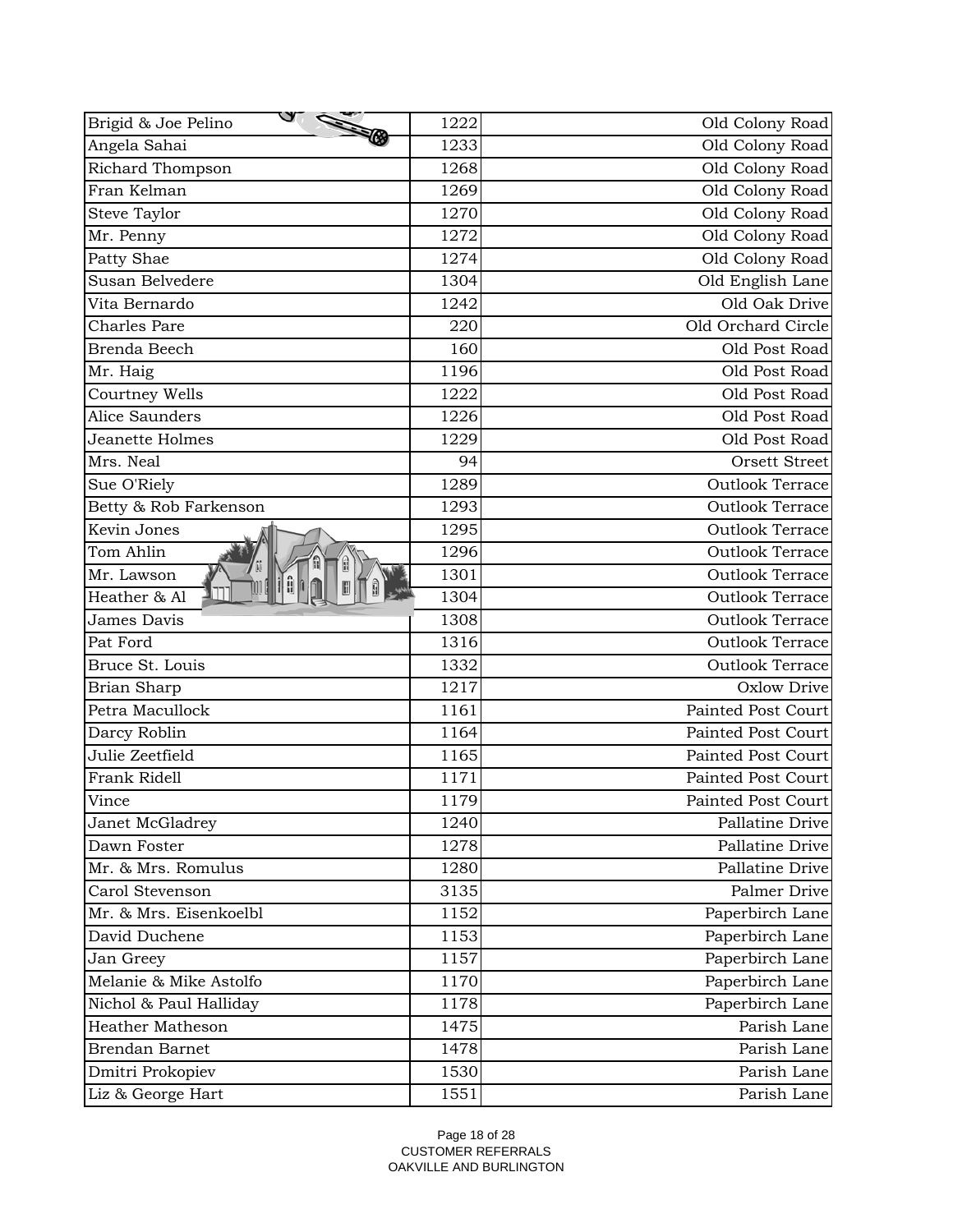| | | |
|---|---|---|
| Brigid & Joe Pelino | 1222 | Old Colony Road |
| Angela Sahai | 1233 | Old Colony Road |
| Richard Thompson | 1268 | Old Colony Road |
| Fran Kelman | 1269 | Old Colony Road |
| Steve Taylor | 1270 | Old Colony Road |
| Mr. Penny | 1272 | Old Colony Road |
| Patty Shae | 1274 | Old Colony Road |
| Susan Belvedere | 1304 | Old English Lane |
| Vita Bernardo | 1242 | Old Oak Drive |
| Charles Pare | 220 | Old Orchard Circle |
| Brenda Beech | 160 | Old Post Road |
| Mr. Haig | 1196 | Old Post Road |
| Courtney Wells | 1222 | Old Post Road |
| Alice Saunders | 1226 | Old Post Road |
| Jeanette Holmes | 1229 | Old Post Road |
| Mrs. Neal | 94 | Orsett Street |
| Sue O'Riely | 1289 | Outlook Terrace |
| Betty & Rob Farkenson | 1293 | Outlook Terrace |
| Kevin Jones | 1295 | Outlook Terrace |
| Tom Ahlin | 1296 | Outlook Terrace |
| Mr. Lawson | 1301 | Outlook Terrace |
| Heather & Al | 1304 | Outlook Terrace |
| James Davis | 1308 | Outlook Terrace |
| Pat Ford | 1316 | Outlook Terrace |
| Bruce St. Louis | 1332 | Outlook Terrace |
| Brian Sharp | 1217 | Oxlow Drive |
| Petra Macullock | 1161 | Painted Post Court |
| Darcy Roblin | 1164 | Painted Post Court |
| Julie Zeetfield | 1165 | Painted Post Court |
| Frank Ridell | 1171 | Painted Post Court |
| Vince | 1179 | Painted Post Court |
| Janet McGladrey | 1240 | Pallatine Drive |
| Dawn Foster | 1278 | Pallatine Drive |
| Mr. & Mrs. Romulus | 1280 | Pallatine Drive |
| Carol Stevenson | 3135 | Palmer Drive |
| Mr. & Mrs. Eisenkoelbl | 1152 | Paperbirch Lane |
| David Duchene | 1153 | Paperbirch Lane |
| Jan Greey | 1157 | Paperbirch Lane |
| Melanie & Mike Astolfo | 1170 | Paperbirch Lane |
| Nichol & Paul Halliday | 1178 | Paperbirch Lane |
| Heather Matheson | 1475 | Parish Lane |
| Brendan Barnet | 1478 | Parish Lane |
| Dmitri Prokopiev | 1530 | Parish Lane |
| Liz & George Hart | 1551 | Parish Lane |

CUSTOMER REFERRALS
OAKVILLE AND BURLINGTON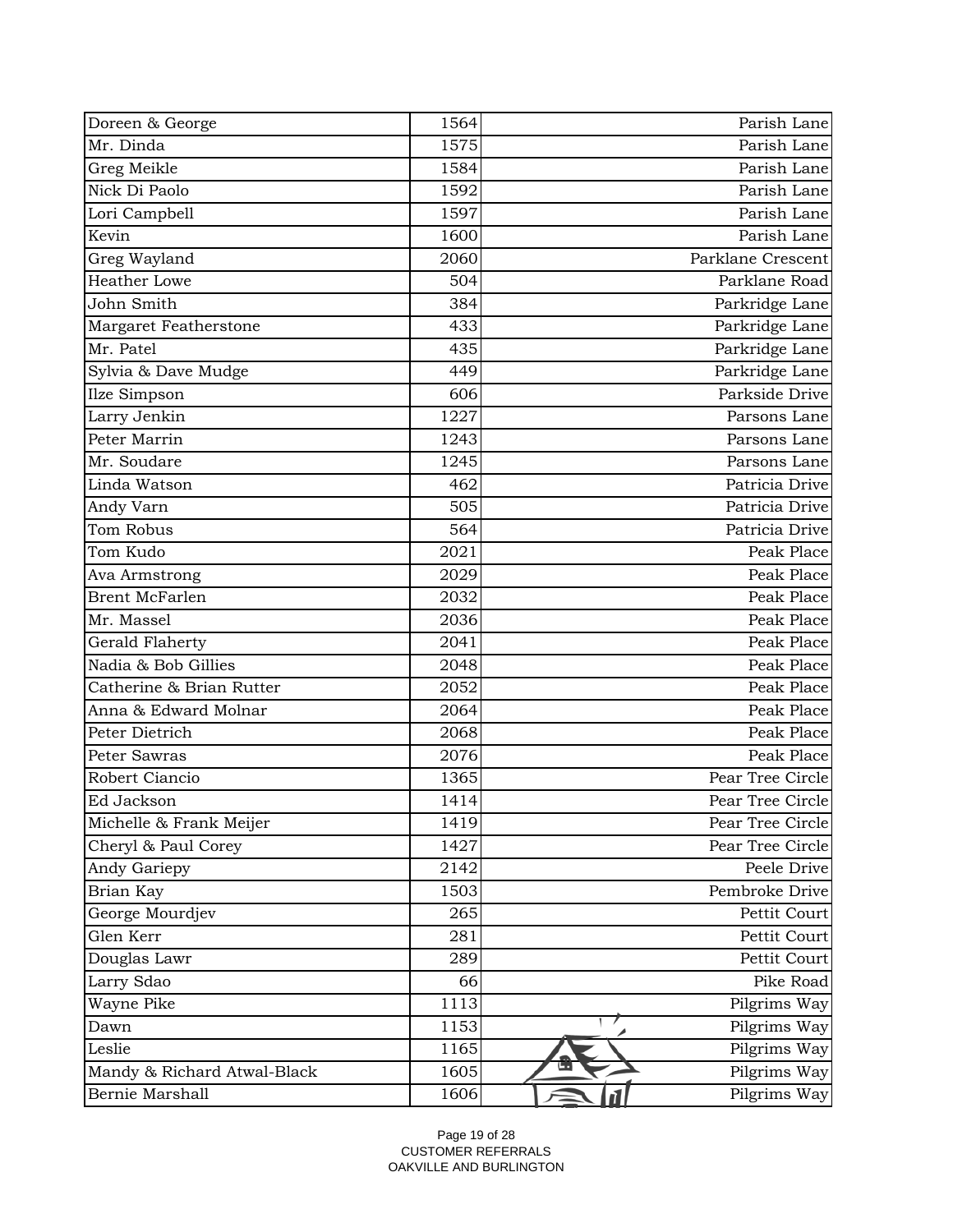| Doreen & George | 1564 | Parish Lane |
|---|---|---|
| Mr. Dinda | 1575 | Parish Lane |
| Greg Meikle | 1584 | Parish Lane |
| Nick Di Paolo | 1592 | Parish Lane |
| Lori Campbell | 1597 | Parish Lane |
| Kevin | 1600 | Parish Lane |
| Greg Wayland | 2060 | Parklane Crescent |
| Heather Lowe | 504 | Parklane Road |
| John Smith | 384 | Parkridge Lane |
| Margaret Featherstone | 433 | Parkridge Lane |
| Mr. Patel | 435 | Parkridge Lane |
| Sylvia & Dave Mudge | 449 | Parkridge Lane |
| Ilze Simpson | 606 | Parkside Drive |
| Larry Jenkin | 1227 | Parsons Lane |
| Peter Marrin | 1243 | Parsons Lane |
| Mr. Soudare | 1245 | Parsons Lane |
| Linda Watson | 462 | Patricia Drive |
| Andy Varn | 505 | Patricia Drive |
| Tom Robus | 564 | Patricia Drive |
| Tom Kudo | 2021 | Peak Place |
| Ava Armstrong | 2029 | Peak Place |
| Brent McFarlen | 2032 | Peak Place |
| Mr. Massel | 2036 | Peak Place |
| Gerald Flaherty | 2041 | Peak Place |
| Nadia & Bob Gillies | 2048 | Peak Place |
| Catherine & Brian Rutter | 2052 | Peak Place |
| Anna & Edward Molnar | 2064 | Peak Place |
| Peter Dietrich | 2068 | Peak Place |
| Peter Sawras | 2076 | Peak Place |
| Robert Ciancio | 1365 | Pear Tree Circle |
| Ed Jackson | 1414 | Pear Tree Circle |
| Michelle & Frank Meijer | 1419 | Pear Tree Circle |
| Cheryl & Paul Corey | 1427 | Pear Tree Circle |
| Andy Gariepy | 2142 | Peele Drive |
| Brian Kay | 1503 | Pembroke Drive |
| George Mourdjev | 265 | Pettit Court |
| Glen Kerr | 281 | Pettit Court |
| Douglas Lawr | 289 | Pettit Court |
| Larry Sdao | 66 | Pike Road |
| Wayne Pike | 1113 | Pilgrims Way |
| Dawn | 1153 | Pilgrims Way |
| Leslie | 1165 | Pilgrims Way |
| Mandy & Richard Atwal-Black | 1605 | Pilgrims Way |
| Bernie Marshall | 1606 | Pilgrims Way |

CUSTOMER REFERRALS
OAKVILLE AND BURLINGTON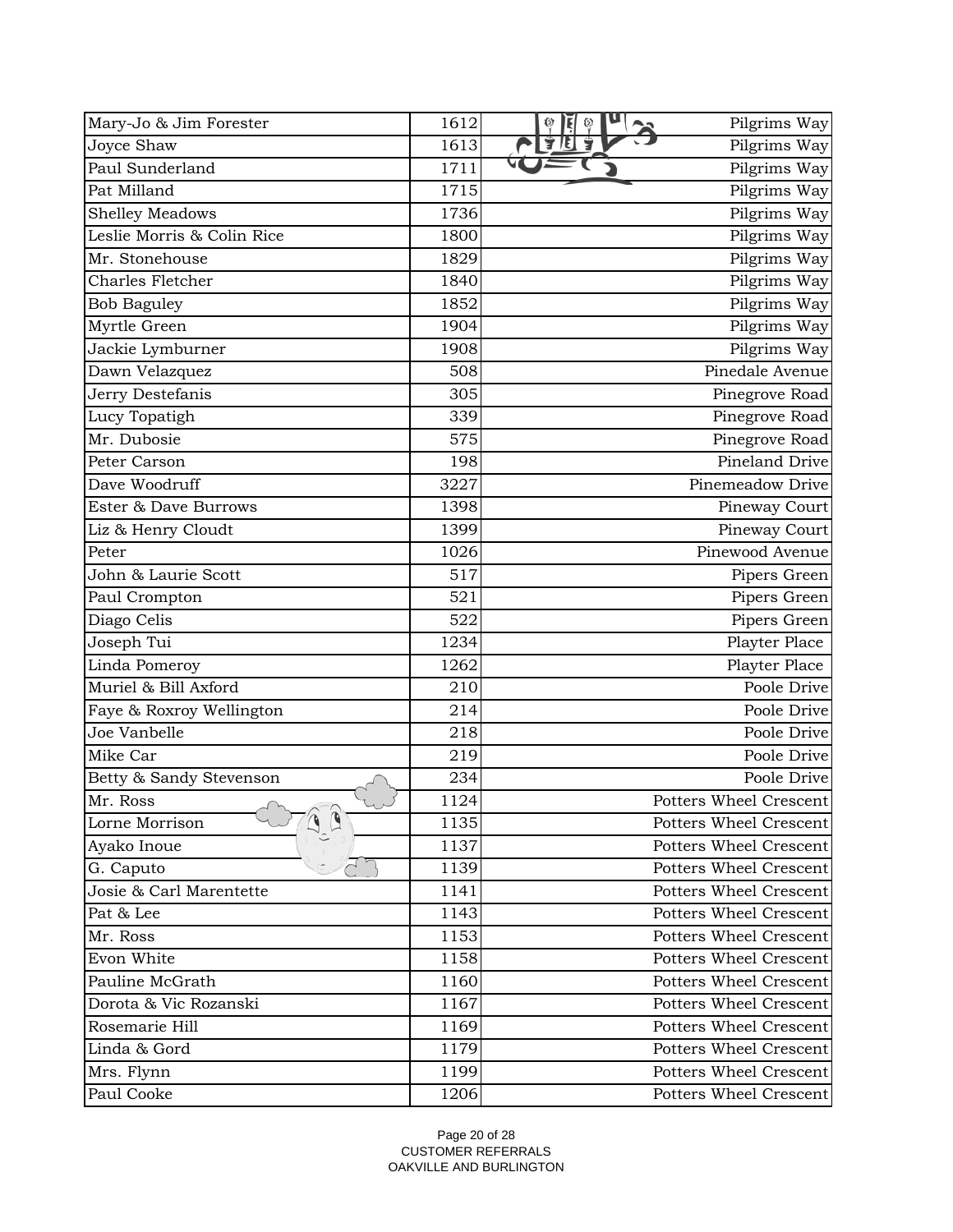| | | |
|---|---|---|
| Mary-Jo & Jim Forester | 1612 | Pilgrims Way |
| Joyce Shaw | 1613 | Pilgrims Way |
| Paul Sunderland | 1711 | Pilgrims Way |
| Pat Milland | 1715 | Pilgrims Way |
| Shelley Meadows | 1736 | Pilgrims Way |
| Leslie Morris & Colin Rice | 1800 | Pilgrims Way |
| Mr. Stonehouse | 1829 | Pilgrims Way |
| Charles Fletcher | 1840 | Pilgrims Way |
| Bob Baguley | 1852 | Pilgrims Way |
| Myrtle Green | 1904 | Pilgrims Way |
| Jackie Lymburner | 1908 | Pilgrims Way |
| Dawn Velazquez | 508 | Pinedale Avenue |
| Jerry Destefanis | 305 | Pinegrove Road |
| Lucy Topatigh | 339 | Pinegrove Road |
| Mr. Dubosie | 575 | Pinegrove Road |
| Peter Carson | 198 | Pineland Drive |
| Dave Woodruff | 3227 | Pinemeadow Drive |
| Ester & Dave Burrows | 1398 | Pineway Court |
| Liz & Henry Cloudt | 1399 | Pineway Court |
| Peter | 1026 | Pinewood Avenue |
| John & Laurie Scott | 517 | Pipers Green |
| Paul Crompton | 521 | Pipers Green |
| Diago Celis | 522 | Pipers Green |
| Joseph Tui | 1234 | Playter Place |
| Linda Pomeroy | 1262 | Playter Place |
| Muriel & Bill Axford | 210 | Poole Drive |
| Faye & Roxroy Wellington | 214 | Poole Drive |
| Joe Vanbelle | 218 | Poole Drive |
| Mike Car | 219 | Poole Drive |
| Betty & Sandy Stevenson | 234 | Poole Drive |
| Mr. Ross | 1124 | Potters Wheel Crescent |
| Lorne Morrison | 1135 | Potters Wheel Crescent |
| Ayako Inoue | 1137 | Potters Wheel Crescent |
| G. Caputo | 1139 | Potters Wheel Crescent |
| Josie & Carl Marentette | 1141 | Potters Wheel Crescent |
| Pat & Lee | 1143 | Potters Wheel Crescent |
| Mr. Ross | 1153 | Potters Wheel Crescent |
| Evon White | 1158 | Potters Wheel Crescent |
| Pauline McGrath | 1160 | Potters Wheel Crescent |
| Dorota & Vic Rozanski | 1167 | Potters Wheel Crescent |
| Rosemarie Hill | 1169 | Potters Wheel Crescent |
| Linda & Gord | 1179 | Potters Wheel Crescent |
| Mrs. Flynn | 1199 | Potters Wheel Crescent |
| Paul Cooke | 1206 | Potters Wheel Crescent |

CUSTOMER REFERRALS
OAKVILLE AND BURLINGTON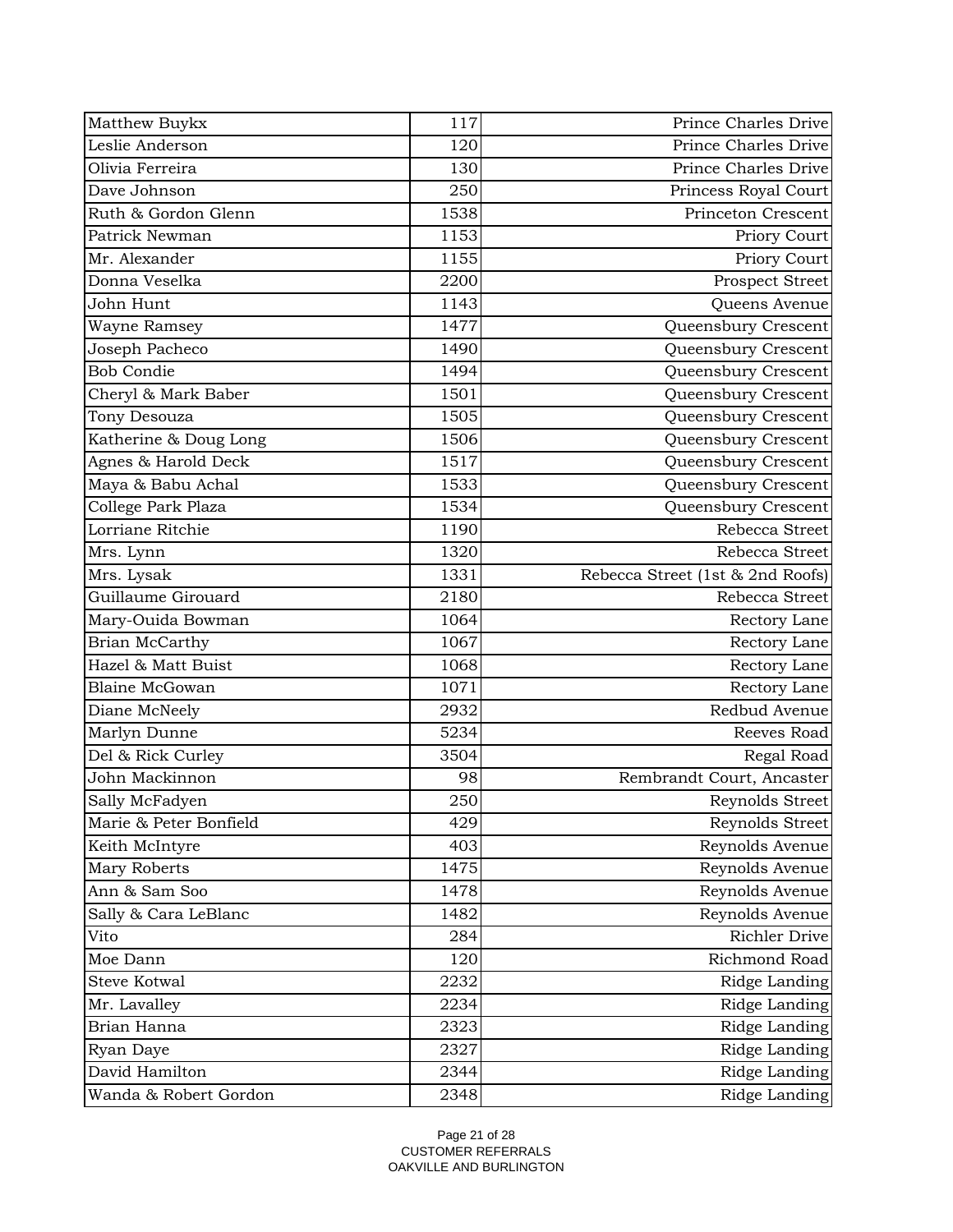| | | |
|---|---|---|
| Matthew Buykx | 117 | Prince Charles Drive |
| Leslie Anderson | 120 | Prince Charles Drive |
| Olivia Ferreira | 130 | Prince Charles Drive |
| Dave Johnson | 250 | Princess Royal Court |
| Ruth & Gordon Glenn | 1538 | Princeton Crescent |
| Patrick Newman | 1153 | Priory Court |
| Mr. Alexander | 1155 | Priory Court |
| Donna Veselka | 2200 | Prospect Street |
| John Hunt | 1143 | Queens Avenue |
| Wayne Ramsey | 1477 | Queensbury Crescent |
| Joseph Pacheco | 1490 | Queensbury Crescent |
| Bob Condie | 1494 | Queensbury Crescent |
| Cheryl & Mark Baber | 1501 | Queensbury Crescent |
| Tony Desouza | 1505 | Queensbury Crescent |
| Katherine & Doug Long | 1506 | Queensbury Crescent |
| Agnes & Harold Deck | 1517 | Queensbury Crescent |
| Maya & Babu Achal | 1533 | Queensbury Crescent |
| College Park Plaza | 1534 | Queensbury Crescent |
| Lorriane Ritchie | 1190 | Rebecca Street |
| Mrs. Lynn | 1320 | Rebecca Street |
| Mrs. Lysak | 1331 | Rebecca Street (1st & 2nd Roofs) |
| Guillaume Girouard | 2180 | Rebecca Street |
| Mary-Ouida Bowman | 1064 | Rectory Lane |
| Brian McCarthy | 1067 | Rectory Lane |
| Hazel & Matt Buist | 1068 | Rectory Lane |
| Blaine McGowan | 1071 | Rectory Lane |
| Diane McNeely | 2932 | Redbud Avenue |
| Marlyn Dunne | 5234 | Reeves Road |
| Del & Rick Curley | 3504 | Regal Road |
| John Mackinnon | 98 | Rembrandt Court, Ancaster |
| Sally McFadyen | 250 | Reynolds Street |
| Marie & Peter Bonfield | 429 | Reynolds Street |
| Keith McIntyre | 403 | Reynolds Avenue |
| Mary Roberts | 1475 | Reynolds Avenue |
| Ann & Sam Soo | 1478 | Reynolds Avenue |
| Sally & Cara LeBlanc | 1482 | Reynolds Avenue |
| Vito | 284 | Richler Drive |
| Moe Dann | 120 | Richmond Road |
| Steve Kotwal | 2232 | Ridge Landing |
| Mr. Lavalley | 2234 | Ridge Landing |
| Brian Hanna | 2323 | Ridge Landing |
| Ryan Daye | 2327 | Ridge Landing |
| David Hamilton | 2344 | Ridge Landing |
| Wanda & Robert Gordon | 2348 | Ridge Landing |

CUSTOMER REFERRALS
OAKVILLE AND BURLINGTON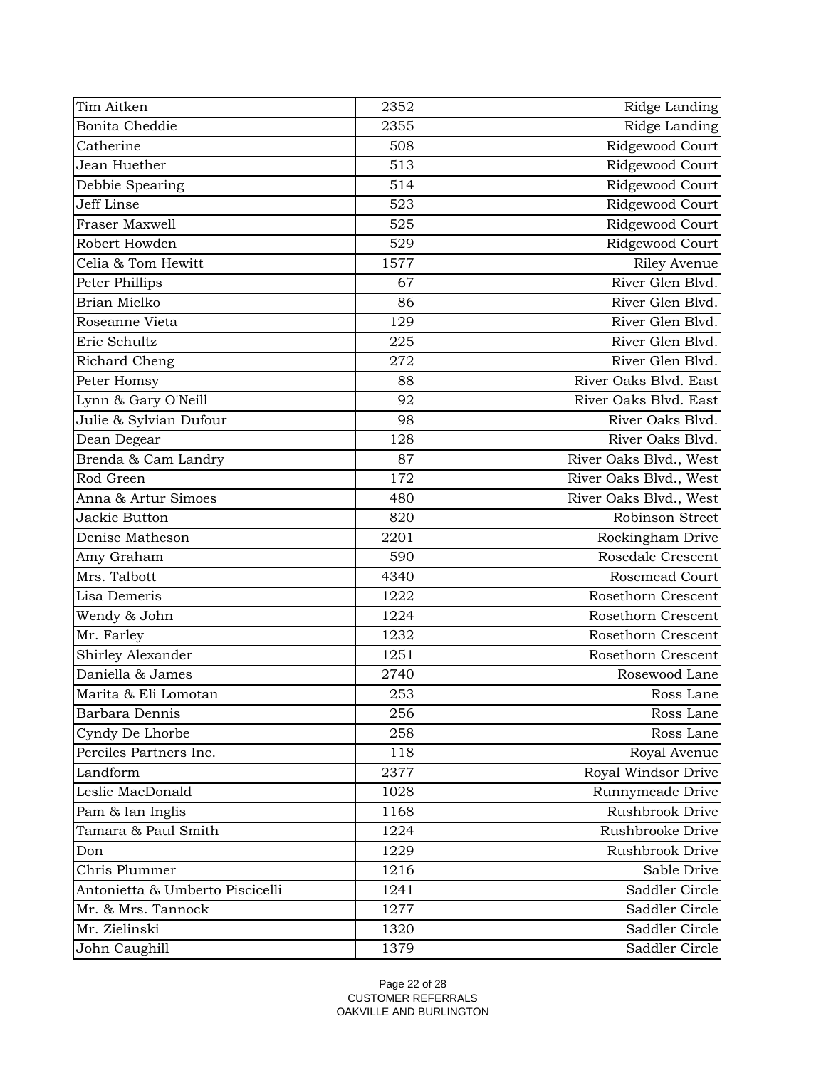| Tim Aitken | 2352 | Ridge Landing |
|---|---|---|
| Bonita Cheddie | 2355 | Ridge Landing |
| Catherine | 508 | Ridgewood Court |
| Jean Huether | 513 | Ridgewood Court |
| Debbie Spearing | 514 | Ridgewood Court |
| Jeff Linse | 523 | Ridgewood Court |
| Fraser Maxwell | 525 | Ridgewood Court |
| Robert Howden | 529 | Ridgewood Court |
| Celia & Tom Hewitt | 1577 | Riley Avenue |
| Peter Phillips | 67 | River Glen Blvd. |
| Brian Mielko | 86 | River Glen Blvd. |
| Roseanne Vieta | 129 | River Glen Blvd. |
| Eric Schultz | 225 | River Glen Blvd. |
| Richard Cheng | 272 | River Glen Blvd. |
| Peter Homsy | 88 | River Oaks Blvd. East |
| Lynn & Gary O'Neill | 92 | River Oaks Blvd. East |
| Julie & Sylvian Dufour | 98 | River Oaks Blvd. |
| Dean Degear | 128 | River Oaks Blvd. |
| Brenda & Cam Landry | 87 | River Oaks Blvd., West |
| Rod Green | 172 | River Oaks Blvd., West |
| Anna & Artur Simoes | 480 | River Oaks Blvd., West |
| Jackie Button | 820 | Robinson Street |
| Denise Matheson | 2201 | Rockingham Drive |
| Amy Graham | 590 | Rosedale Crescent |
| Mrs. Talbott | 4340 | Rosemead Court |
| Lisa Demeris | 1222 | Rosethorn Crescent |
| Wendy & John | 1224 | Rosethorn Crescent |
| Mr. Farley | 1232 | Rosethorn Crescent |
| Shirley Alexander | 1251 | Rosethorn Crescent |
| Daniella & James | 2740 | Rosewood Lane |
| Marita & Eli Lomotan | 253 | Ross Lane |
| Barbara Dennis | 256 | Ross Lane |
| Cyndy De Lhorbe | 258 | Ross Lane |
| Perciles Partners Inc. | 118 | Royal Avenue |
| Landform | 2377 | Royal Windsor Drive |
| Leslie MacDonald | 1028 | Runnymeade Drive |
| Pam & Ian Inglis | 1168 | Rushbrook Drive |
| Tamara & Paul Smith | 1224 | Rushbrooke Drive |
| Don | 1229 | Rushbrook Drive |
| Chris Plummer | 1216 | Sable Drive |
| Antonietta & Umberto Piscicelli | 1241 | Saddler Circle |
| Mr. & Mrs. Tannock | 1277 | Saddler Circle |
| Mr. Zielinski | 1320 | Saddler Circle |
| John Caughill | 1379 | Saddler Circle |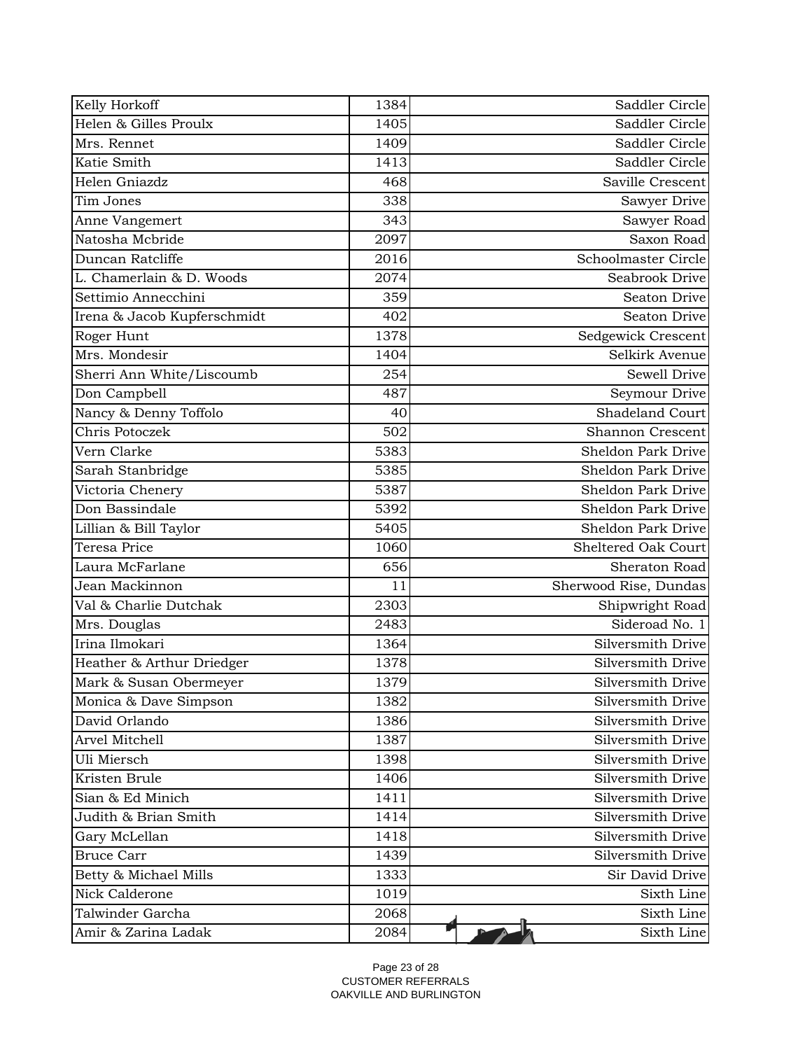| | | |
|---|---|---|
| Kelly Horkoff | 1384 | Saddler Circle |
| Helen & Gilles Proulx | 1405 | Saddler Circle |
| Mrs. Rennet | 1409 | Saddler Circle |
| Katie Smith | 1413 | Saddler Circle |
| Helen Gniazdz | 468 | Saville Crescent |
| Tim Jones | 338 | Sawyer Drive |
| Anne Vangemert | 343 | Sawyer Road |
| Natosha Mcbride | 2097 | Saxon Road |
| Duncan Ratcliffe | 2016 | Schoolmaster Circle |
| L. Chamerlain & D. Woods | 2074 | Seabrook Drive |
| Settimio Annecchini | 359 | Seaton Drive |
| Irena & Jacob Kupferschmidt | 402 | Seaton Drive |
| Roger Hunt | 1378 | Sedgewick Crescent |
| Mrs. Mondesir | 1404 | Selkirk Avenue |
| Sherri Ann White/Liscoumb | 254 | Sewell Drive |
| Don Campbell | 487 | Seymour Drive |
| Nancy & Denny Toffolo | 40 | Shadeland Court |
| Chris Potoczek | 502 | Shannon Crescent |
| Vern Clarke | 5383 | Sheldon Park Drive |
| Sarah Stanbridge | 5385 | Sheldon Park Drive |
| Victoria Chenery | 5387 | Sheldon Park Drive |
| Don Bassindale | 5392 | Sheldon Park Drive |
| Lillian & Bill Taylor | 5405 | Sheldon Park Drive |
| Teresa Price | 1060 | Sheltered Oak Court |
| Laura McFarlane | 656 | Sheraton Road |
| Jean Mackinnon | 11 | Sherwood Rise, Dundas |
| Val & Charlie Dutchak | 2303 | Shipwright Road |
| Mrs. Douglas | 2483 | Sideroad No. 1 |
| Irina Ilmokari | 1364 | Silversmith Drive |
| Heather & Arthur Driedger | 1378 | Silversmith Drive |
| Mark & Susan Obermeyer | 1379 | Silversmith Drive |
| Monica & Dave Simpson | 1382 | Silversmith Drive |
| David Orlando | 1386 | Silversmith Drive |
| Arvel Mitchell | 1387 | Silversmith Drive |
| Uli Miersch | 1398 | Silversmith Drive |
| Kristen Brule | 1406 | Silversmith Drive |
| Sian & Ed Minich | 1411 | Silversmith Drive |
| Judith & Brian Smith | 1414 | Silversmith Drive |
| Gary McLellan | 1418 | Silversmith Drive |
| Bruce Carr | 1439 | Silversmith Drive |
| Betty & Michael Mills | 1333 | Sir David Drive |
| Nick Calderone | 1019 | Sixth Line |
| Talwinder Garcha | 2068 | Sixth Line |
| Amir & Zarina Ladak | 2084 | Sixth Line |

CUSTOMER REFERRALS
OAKVILLE AND BURLINGTON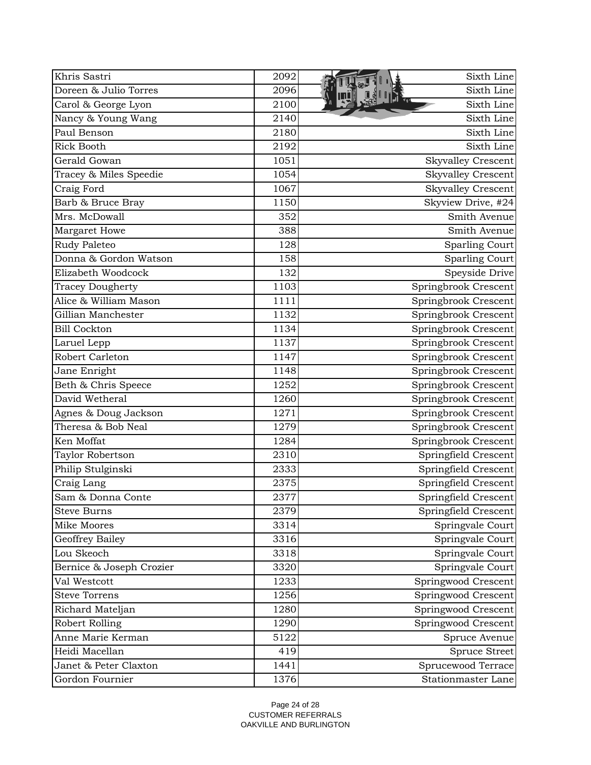| | | |
|---|---|---|
| Khris Sastri | 2092 | Sixth Line |
| Doreen & Julio Torres | 2096 | Sixth Line |
| Carol & George Lyon | 2100 | Sixth Line |
| Nancy & Young Wang | 2140 | Sixth Line |
| Paul Benson | 2180 | Sixth Line |
| Rick Booth | 2192 | Sixth Line |
| Gerald Gowan | 1051 | Skyvalley Crescent |
| Tracey & Miles Speedie | 1054 | Skyvalley Crescent |
| Craig Ford | 1067 | Skyvalley Crescent |
| Barb & Bruce Bray | 1150 | Skyview Drive, #24 |
| Mrs. McDowall | 352 | Smith Avenue |
| Margaret Howe | 388 | Smith Avenue |
| Rudy Paleteo | 128 | Sparling Court |
| Donna & Gordon Watson | 158 | Sparling Court |
| Elizabeth Woodcock | 132 | Speyside Drive |
| Tracey Dougherty | 1103 | Springbrook Crescent |
| Alice & William Mason | 1111 | Springbrook Crescent |
| Gillian Manchester | 1132 | Springbrook Crescent |
| Bill Cockton | 1134 | Springbrook Crescent |
| Laruel Lepp | 1137 | Springbrook Crescent |
| Robert Carleton | 1147 | Springbrook Crescent |
| Jane Enright | 1148 | Springbrook Crescent |
| Beth & Chris Speece | 1252 | Springbrook Crescent |
| David Wetheral | 1260 | Springbrook Crescent |
| Agnes & Doug Jackson | 1271 | Springbrook Crescent |
| Theresa & Bob Neal | 1279 | Springbrook Crescent |
| Ken Moffat | 1284 | Springbrook Crescent |
| Taylor Robertson | 2310 | Springfield Crescent |
| Philip Stulginski | 2333 | Springfield Crescent |
| Craig Lang | 2375 | Springfield Crescent |
| Sam & Donna Conte | 2377 | Springfield Crescent |
| Steve Burns | 2379 | Springfield Crescent |
| Mike Moores | 3314 | Springvale Court |
| Geoffrey Bailey | 3316 | Springvale Court |
| Lou Skeoch | 3318 | Springvale Court |
| Bernice & Joseph Crozier | 3320 | Springvale Court |
| Val Westcott | 1233 | Springwood Crescent |
| Steve Torrens | 1256 | Springwood Crescent |
| Richard Mateljan | 1280 | Springwood Crescent |
| Robert Rolling | 1290 | Springwood Crescent |
| Anne Marie Kerman | 5122 | Spruce Avenue |
| Heidi Macellan | 419 | Spruce Street |
| Janet & Peter Claxton | 1441 | Sprucewood Terrace |
| Gordon Fournier | 1376 | Stationmaster Lane |

CUSTOMER REFERRALS
OAKVILLE AND BURLINGTON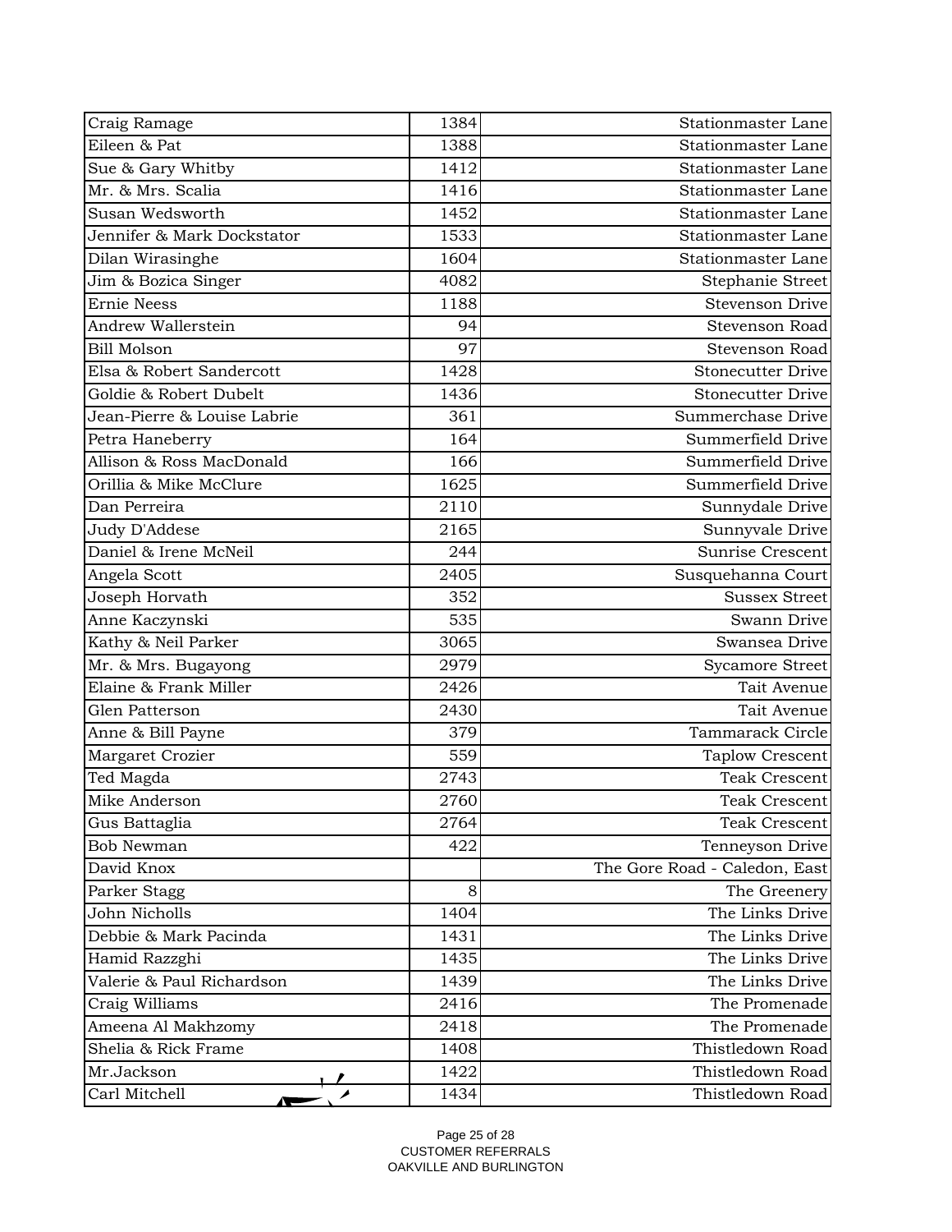| | | |
|---|---|---|
| Craig Ramage | 1384 | Stationmaster Lane |
| Eileen & Pat | 1388 | Stationmaster Lane |
| Sue & Gary Whitby | 1412 | Stationmaster Lane |
| Mr. & Mrs. Scalia | 1416 | Stationmaster Lane |
| Susan Wedsworth | 1452 | Stationmaster Lane |
| Jennifer & Mark Dockstator | 1533 | Stationmaster Lane |
| Dilan Wirasinghe | 1604 | Stationmaster Lane |
| Jim & Bozica Singer | 4082 | Stephanie Street |
| Ernie Neess | 1188 | Stevenson Drive |
| Andrew Wallerstein | 94 | Stevenson Road |
| Bill Molson | 97 | Stevenson Road |
| Elsa & Robert Sandercott | 1428 | Stonecutter Drive |
| Goldie & Robert Dubelt | 1436 | Stonecutter Drive |
| Jean-Pierre & Louise Labrie | 361 | Summerchase Drive |
| Petra Haneberry | 164 | Summerfield Drive |
| Allison & Ross MacDonald | 166 | Summerfield Drive |
| Orillia & Mike McClure | 1625 | Summerfield Drive |
| Dan Perreira | 2110 | Sunnydale Drive |
| Judy D'Addese | 2165 | Sunnyvale Drive |
| Daniel & Irene McNeil | 244 | Sunrise Crescent |
| Angela Scott | 2405 | Susquehanna Court |
| Joseph Horvath | 352 | Sussex Street |
| Anne Kaczynski | 535 | Swann Drive |
| Kathy & Neil Parker | 3065 | Swansea Drive |
| Mr. & Mrs. Bugayong | 2979 | Sycamore Street |
| Elaine & Frank Miller | 2426 | Tait Avenue |
| Glen Patterson | 2430 | Tait Avenue |
| Anne & Bill Payne | 379 | Tammarack Circle |
| Margaret Crozier | 559 | Taplow Crescent |
| Ted Magda | 2743 | Teak Crescent |
| Mike Anderson | 2760 | Teak Crescent |
| Gus Battaglia | 2764 | Teak Crescent |
| Bob Newman | 422 | Tenneyson Drive |
| David Knox | | The Gore Road - Caledon, East |
| Parker Stagg | 8 | The Greenery |
| John Nicholls | 1404 | The Links Drive |
| Debbie & Mark Pacinda | 1431 | The Links Drive |
| Hamid Razzghi | 1435 | The Links Drive |
| Valerie & Paul Richardson | 1439 | The Links Drive |
| Craig Williams | 2416 | The Promenade |
| Ameena Al Makhzomy | 2418 | The Promenade |
| Shelia & Rick Frame | 1408 | Thistledown Road |
| Mr.Jackson | 1422 | Thistledown Road |
| Carl Mitchell | 1434 | Thistledown Road |

CUSTOMER REFERRALS
OAKVILLE AND BURLINGTON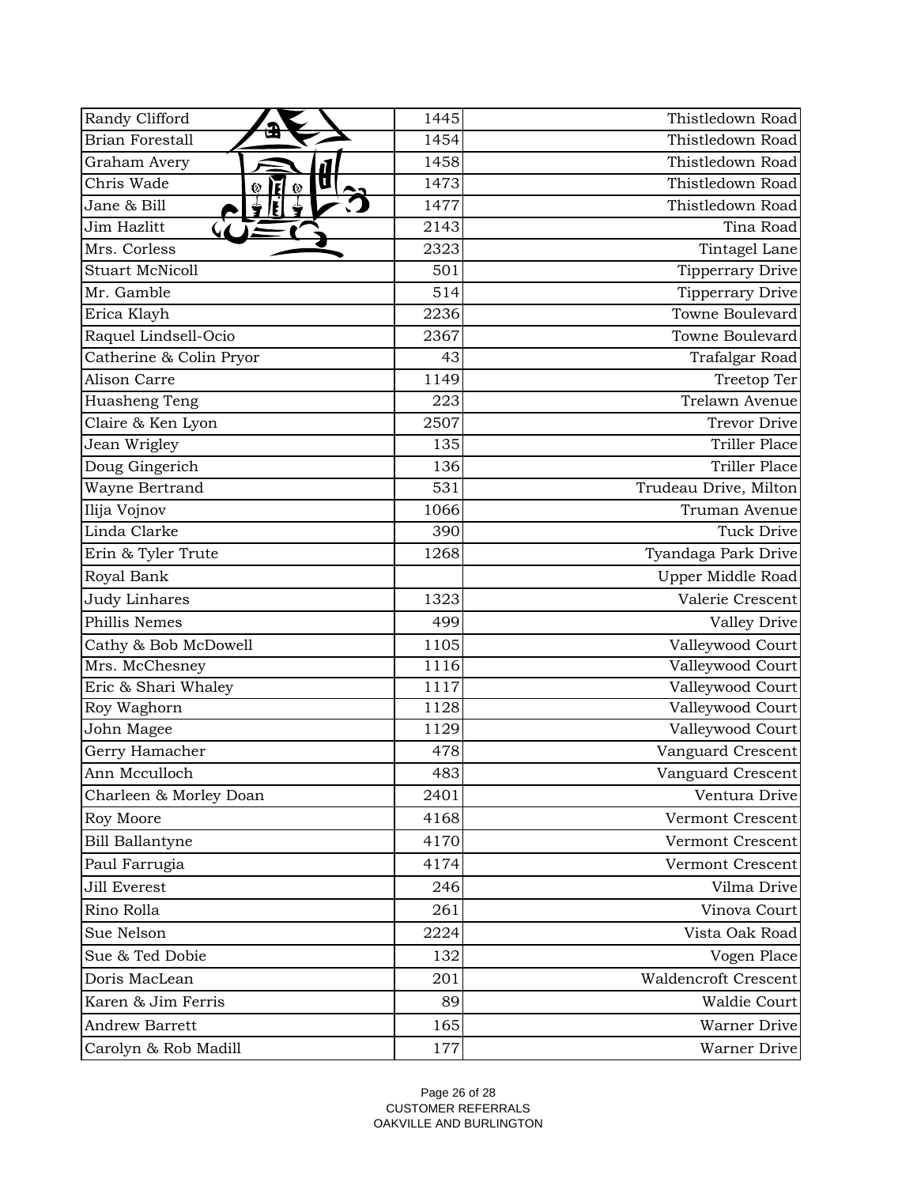| | | |
|---|---|---|
| Randy Clifford | 1445 | Thistledown Road |
| Brian Forestall | 1454 | Thistledown Road |
| Graham Avery | 1458 | Thistledown Road |
| Chris Wade | 1473 | Thistledown Road |
| Jane & Bill | 1477 | Thistledown Road |
| Jim Hazlitt | 2143 | Tina Road |
| Mrs. Corless | 2323 | Tintagel Lane |
| Stuart McNicoll | 501 | Tipperrary Drive |
| Mr. Gamble | 514 | Tipperrary Drive |
| Erica Klayh | 2236 | Towne Boulevard |
| Raquel Lindsell-Ocio | 2367 | Towne Boulevard |
| Catherine & Colin Pryor | 43 | Trafalgar Road |
| Alison Carre | 1149 | Treetop Ter |
| Huasheng Teng | 223 | Trelawn Avenue |
| Claire & Ken Lyon | 2507 | Trevor Drive |
| Jean Wrigley | 135 | Triller Place |
| Doug Gingerich | 136 | Triller Place |
| Wayne Bertrand | 531 | Trudeau Drive, Milton |
| Ilija Vojnov | 1066 | Truman Avenue |
| Linda Clarke | 390 | Tuck Drive |
| Erin & Tyler Trute | 1268 | Tyandaga Park Drive |
| Royal Bank | | Upper Middle Road |
| Judy Linhares | 1323 | Valerie Crescent |
| Phillis Nemes | 499 | Valley Drive |
| Cathy & Bob McDowell | 1105 | Valleywood Court |
| Mrs. McChesney | 1116 | Valleywood Court |
| Eric & Shari Whaley | 1117 | Valleywood Court |
| Roy Waghorn | 1128 | Valleywood Court |
| John Magee | 1129 | Valleywood Court |
| Gerry Hamacher | 478 | Vanguard Crescent |
| Ann Mcculloch | 483 | Vanguard Crescent |
| Charleen & Morley Doan | 2401 | Ventura Drive |
| Roy Moore | 4168 | Vermont Crescent |
| Bill Ballantyne | 4170 | Vermont Crescent |
| Paul Farrugia | 4174 | Vermont Crescent |
| Jill Everest | 246 | Vilma Drive |
| Rino Rolla | 261 | Vinova Court |
| Sue Nelson | 2224 | Vista Oak Road |
| Sue & Ted Dobie | 132 | Vogen Place |
| Doris MacLean | 201 | Waldencroft Crescent |
| Karen & Jim Ferris | 89 | Waldie Court |
| Andrew Barrett | 165 | Warner Drive |
| Carolyn & Rob Madill | 177 | Warner Drive |

CUSTOMER REFERRALS
OAKVILLE AND BURLINGTON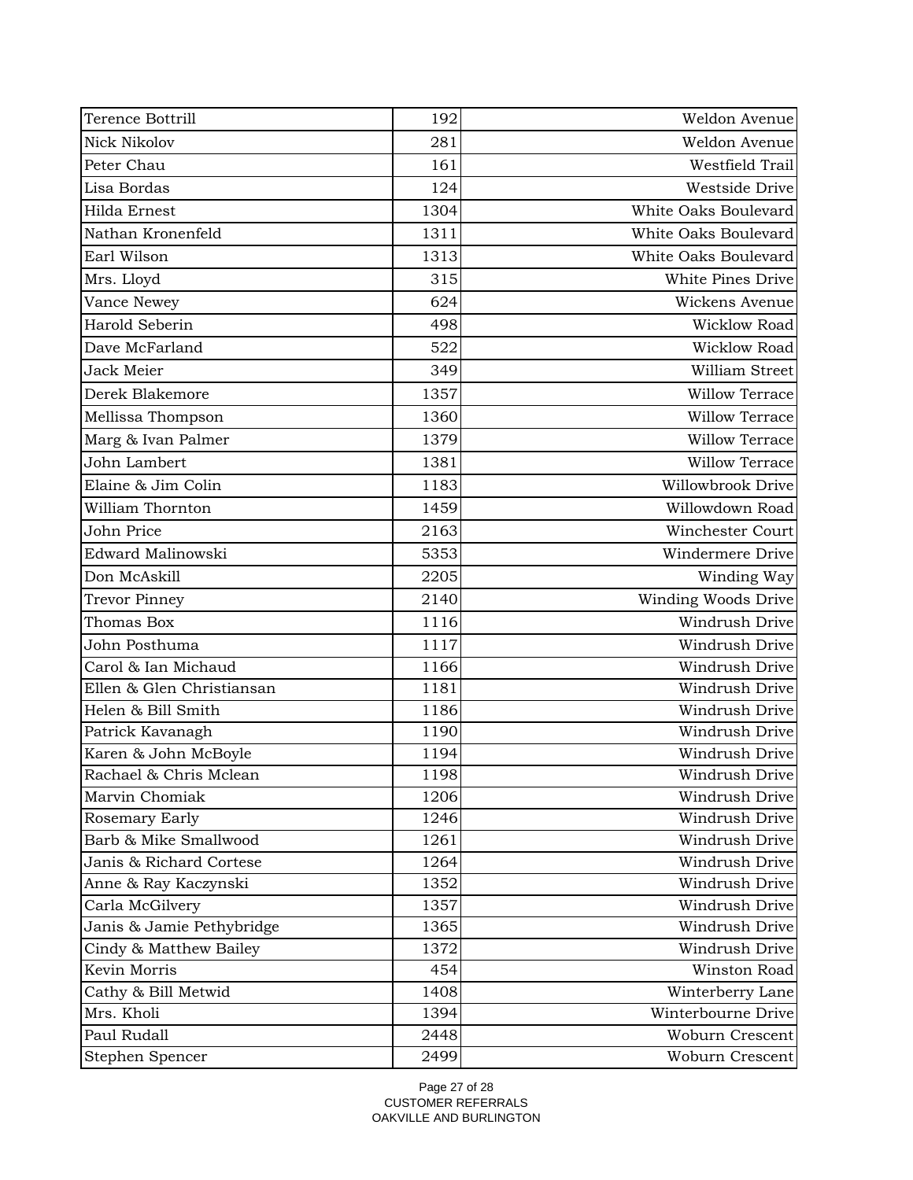| | | |
|---|---|---|
| Terence Bottrill | 192 | Weldon Avenue |
| Nick Nikolov | 281 | Weldon Avenue |
| Peter Chau | 161 | Westfield Trail |
| Lisa Bordas | 124 | Westside Drive |
| Hilda Ernest | 1304 | White Oaks Boulevard |
| Nathan Kronenfeld | 1311 | White Oaks Boulevard |
| Earl Wilson | 1313 | White Oaks Boulevard |
| Mrs. Lloyd | 315 | White Pines Drive |
| Vance Newey | 624 | Wickens Avenue |
| Harold Seberin | 498 | Wicklow Road |
| Dave McFarland | 522 | Wicklow Road |
| Jack Meier | 349 | William Street |
| Derek Blakemore | 1357 | Willow Terrace |
| Mellissa Thompson | 1360 | Willow Terrace |
| Marg & Ivan Palmer | 1379 | Willow Terrace |
| John Lambert | 1381 | Willow Terrace |
| Elaine & Jim Colin | 1183 | Willowbrook Drive |
| William Thornton | 1459 | Willowdown Road |
| John Price | 2163 | Winchester Court |
| Edward Malinowski | 5353 | Windermere Drive |
| Don McAskill | 2205 | Winding Way |
| Trevor Pinney | 2140 | Winding Woods Drive |
| Thomas Box | 1116 | Windrush Drive |
| John Posthuma | 1117 | Windrush Drive |
| Carol & Ian Michaud | 1166 | Windrush Drive |
| Ellen & Glen Christiansan | 1181 | Windrush Drive |
| Helen & Bill Smith | 1186 | Windrush Drive |
| Patrick Kavanagh | 1190 | Windrush Drive |
| Karen & John McBoyle | 1194 | Windrush Drive |
| Rachael & Chris Mclean | 1198 | Windrush Drive |
| Marvin Chomiak | 1206 | Windrush Drive |
| Rosemary Early | 1246 | Windrush Drive |
| Barb & Mike Smallwood | 1261 | Windrush Drive |
| Janis & Richard Cortese | 1264 | Windrush Drive |
| Anne & Ray Kaczynski | 1352 | Windrush Drive |
| Carla McGilvery | 1357 | Windrush Drive |
| Janis & Jamie Pethybridge | 1365 | Windrush Drive |
| Cindy & Matthew Bailey | 1372 | Windrush Drive |
| Kevin Morris | 454 | Winston Road |
| Cathy & Bill Metwid | 1408 | Winterberry Lane |
| Mrs. Kholi | 1394 | Winterbourne Drive |
| Paul Rudall | 2448 | Woburn Crescent |
| Stephen Spencer | 2499 | Woburn Crescent |

CUSTOMER REFERRALS
OAKVILLE AND BURLINGTON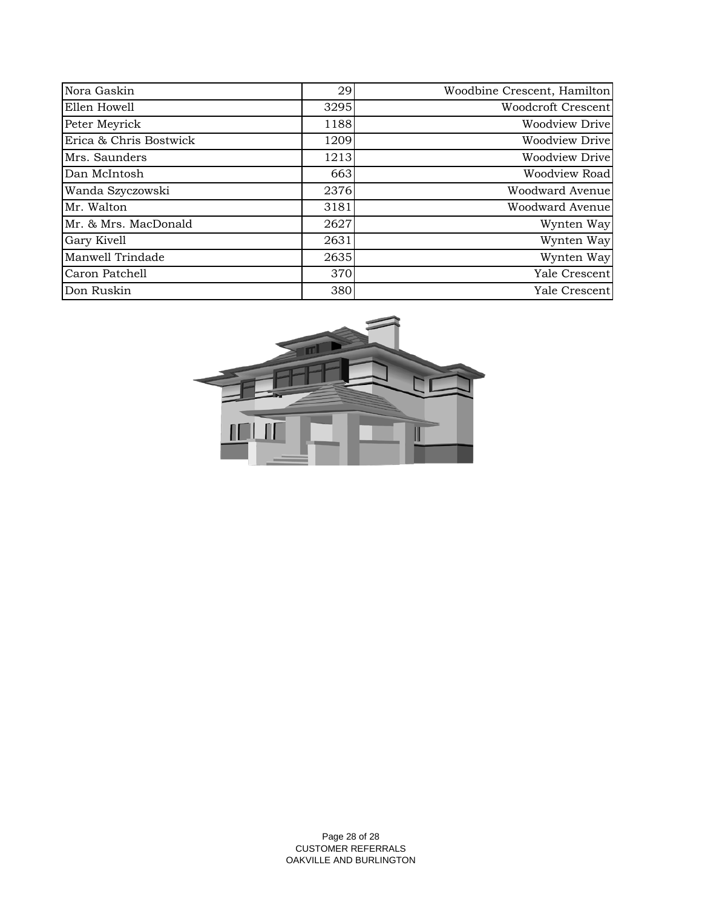| | | |
|---|---|---|
| Nora Gaskin | 29 | Woodbine Crescent, Hamilton |
| Ellen Howell | 3295 | Woodcroft Crescent |
| Peter Meyrick | 1188 | Woodview Drive |
| Erica & Chris Bostwick | 1209 | Woodview Drive |
| Mrs. Saunders | 1213 | Woodview Drive |
| Dan McIntosh | 663 | Woodview Road |
| Wanda Szyczowski | 2376 | Woodward Avenue |
| Mr. Walton | 3181 | Woodward Avenue |
| Mr. & Mrs. MacDonald | 2627 | Wynten Way |
| Gary Kivell | 2631 | Wynten Way |
| Manwell Trindade | 2635 | Wynten Way |
| Caron Patchell | 370 | Yale Crescent |
| Don Ruskin | 380 | Yale Crescent |